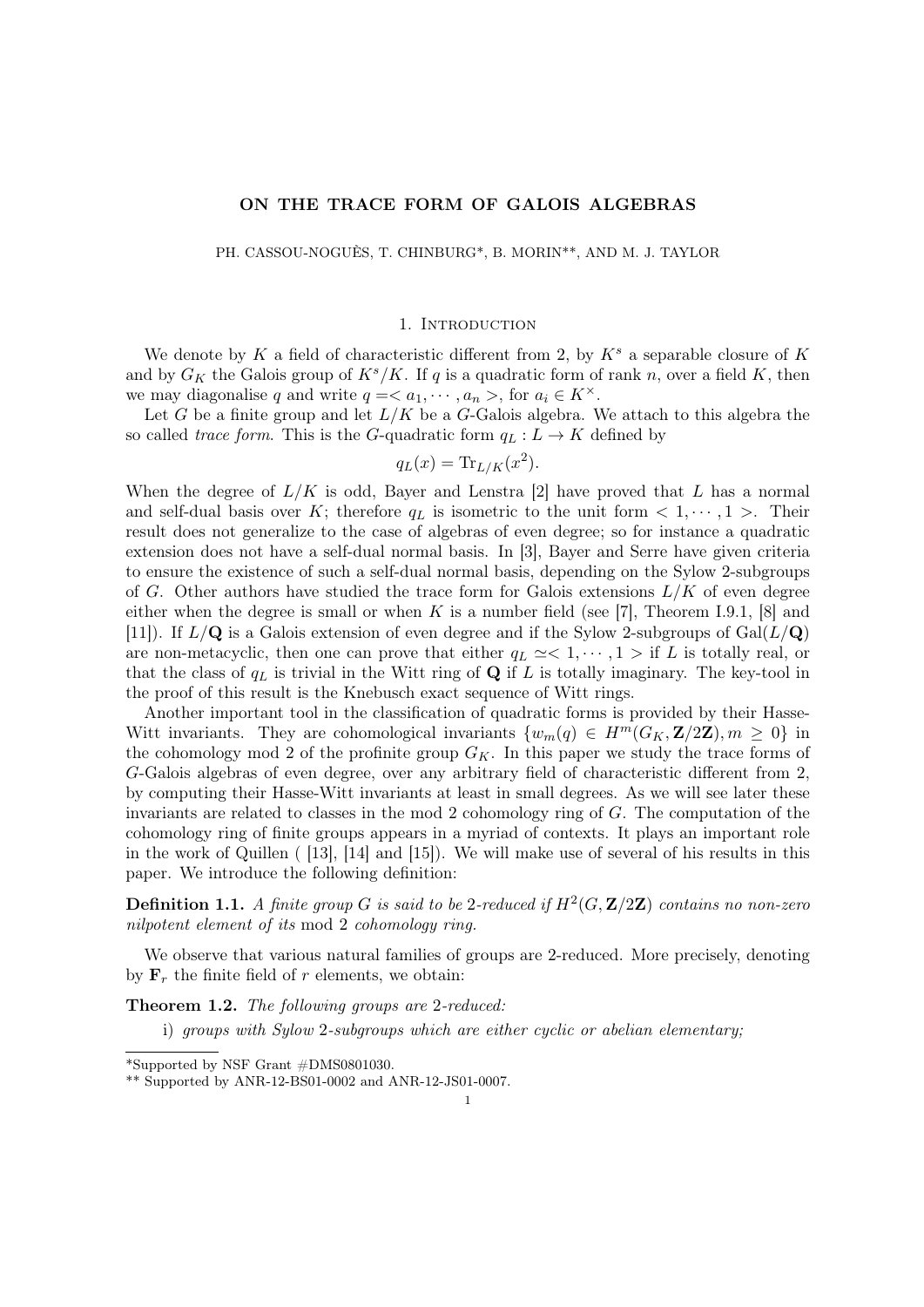# ON THE TRACE FORM OF GALOIS ALGEBRAS

PH. CASSOU-NOGUÈS, T. CHINBURG*, B. MORIN**, AND M. J. TAYLOR

## 1. Introduction

We denote by $K$ a field of characteristic different from 2, by $K^s$ a separable closure of $K$ and by $G_K$ the Galois group of $K^s/K$. If $q$ is a quadratic form of rank $n$, over a field $K$, then we may diagonalise $q$ and write $q = < a_1, \cdots, a_n >$, for $a_i \in K^\times$.

Let $G$ be a finite group and let $L/K$ be a $G$-Galois algebra. We attach to this algebra the so called *trace form*. This is the $G$-quadratic form $q_L : L \to K$ defined by

$$q_L(x) = \mathrm{Tr}_{L/K}(x^2).$$

When the degree of $L/K$ is odd, Bayer and Lenstra [2] have proved that $L$ has a normal and self-dual basis over $K$; therefore $q_L$ is isometric to the unit form $< 1, \cdots, 1 >$. Their result does not generalize to the case of algebras of even degree; so for instance a quadratic extension does not have a self-dual normal basis. In [3], Bayer and Serre have given criteria to ensure the existence of such a self-dual normal basis, depending on the Sylow 2-subgroups of $G$. Other authors have studied the trace form for Galois extensions $L/K$ of even degree either when the degree is small or when $K$ is a number field (see [7], Theorem I.9.1, [8] and [11]). If $L/\mathbf{Q}$ is a Galois extension of even degree and if the Sylow 2-subgroups of $\mathrm{Gal}(L/\mathbf{Q})$ are non-metacyclic, then one can prove that either $q_L \simeq < 1, \cdots, 1 >$ if $L$ is totally real, or that the class of $q_L$ is trivial in the Witt ring of $\mathbf{Q}$ if $L$ is totally imaginary. The key-tool in the proof of this result is the Knebusch exact sequence of Witt rings.

Another important tool in the classification of quadratic forms is provided by their Hasse-Witt invariants. They are cohomological invariants $\{w_m(q) \in H^m(G_K, \mathbf{Z}/2\mathbf{Z}), m \geq 0\}$ in the cohomology mod 2 of the profinite group $G_K$. In this paper we study the trace forms of $G$-Galois algebras of even degree, over any arbitrary field of characteristic different from 2, by computing their Hasse-Witt invariants at least in small degrees. As we will see later these invariants are related to classes in the mod 2 cohomology ring of $G$. The computation of the cohomology ring of finite groups appears in a myriad of contexts. It plays an important role in the work of Quillen ( [13], [14] and [15]). We will make use of several of his results in this paper. We introduce the following definition:

**Definition 1.1.** *A finite group $G$ is said to be 2-reduced if $H^2(G, \mathbf{Z}/2\mathbf{Z})$ contains no non-zero nilpotent element of its* mod 2 *cohomology ring.*

We observe that various natural families of groups are 2-reduced. More precisely, denoting by $\mathbf{F}_r$ the finite field of $r$ elements, we obtain:

**Theorem 1.2.** *The following groups are 2-reduced:*

i) *groups with Sylow 2-subgroups which are either cyclic or abelian elementary;*

---

*Supported by NSF Grant #DMS0801030.

** Supported by ANR-12-BS01-0002 and ANR-12-JS01-0007.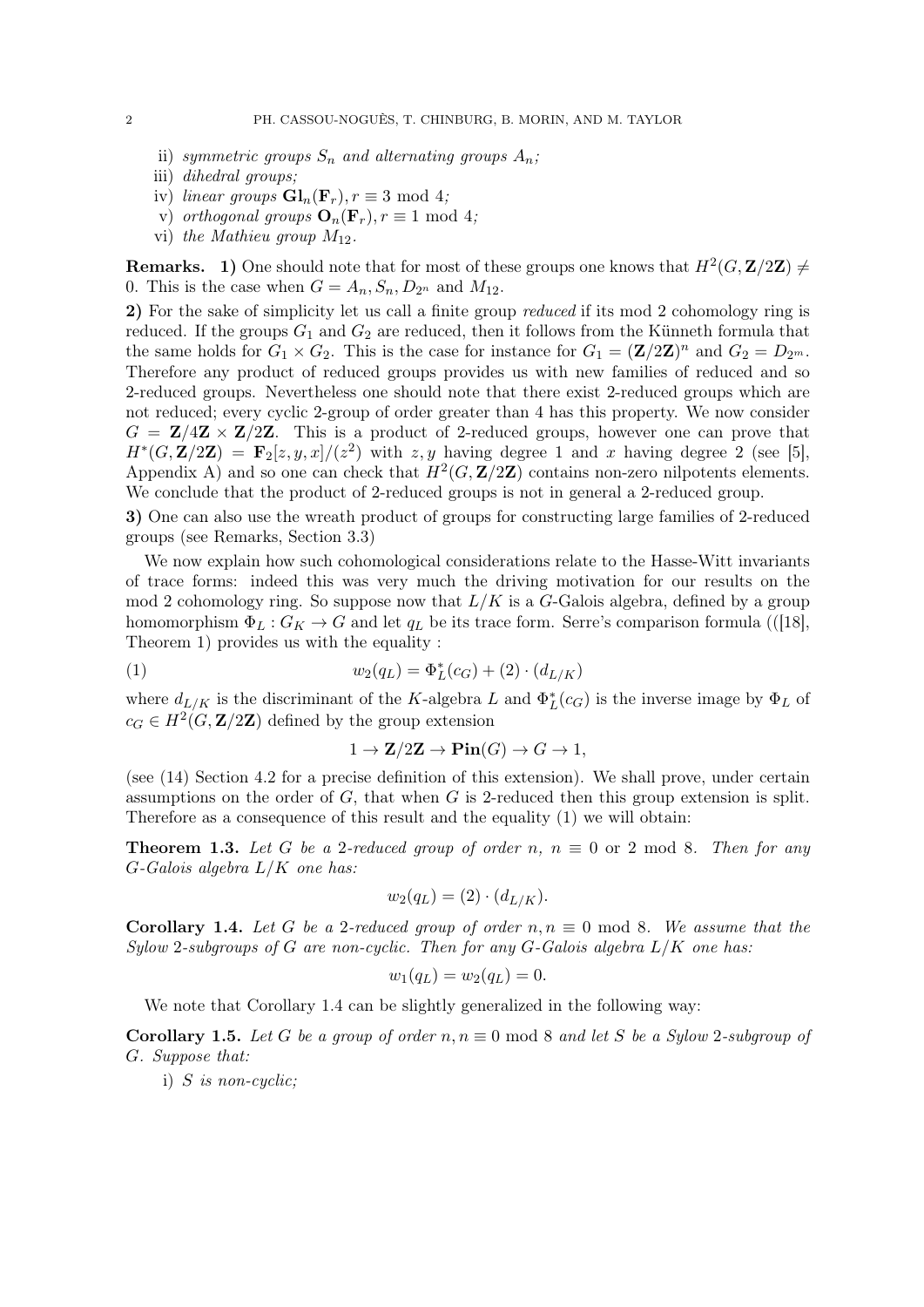ii) *symmetric groups $S_n$ and alternating groups $A_n$;*

iii) *dihedral groups;*

iv) *linear groups $\mathbf{Gl}_n(\mathbf{F}_r), r \equiv 3 \bmod 4$;*

v) *orthogonal groups $\mathbf{O}_n(\mathbf{F}_r), r \equiv 1 \bmod 4$;*

vi) *the Mathieu group $M_{12}$.*

**Remarks. 1)** One should note that for most of these groups one knows that $H^2(G, \mathbf{Z}/2\mathbf{Z}) \neq 0$. This is the case when $G = A_n, S_n, D_{2^n}$ and $M_{12}$.

**2)** For the sake of simplicity let us call a finite group *reduced* if its mod 2 cohomology ring is reduced. If the groups $G_1$ and $G_2$ are reduced, then it follows from the Künneth formula that the same holds for $G_1 \times G_2$. This is the case for instance for $G_1 = (\mathbf{Z}/2\mathbf{Z})^n$ and $G_2 = D_{2^m}$. Therefore any product of reduced groups provides us with new families of reduced and so 2-reduced groups. Nevertheless one should note that there exist 2-reduced groups which are not reduced; every cyclic 2-group of order greater than 4 has this property. We now consider $G = \mathbf{Z}/4\mathbf{Z} \times \mathbf{Z}/2\mathbf{Z}$. This is a product of 2-reduced groups, however one can prove that $H^*(G, \mathbf{Z}/2\mathbf{Z}) = \mathbf{F}_2[z, y, x]/(z^2)$ with $z, y$ having degree 1 and $x$ having degree 2 (see [5], Appendix A) and so one can check that $H^2(G, \mathbf{Z}/2\mathbf{Z})$ contains non-zero nilpotents elements. We conclude that the product of 2-reduced groups is not in general a 2-reduced group.

**3)** One can also use the wreath product of groups for constructing large families of 2-reduced groups (see Remarks, Section 3.3)

We now explain how such cohomological considerations relate to the Hasse-Witt invariants of trace forms: indeed this was very much the driving motivation for our results on the mod 2 cohomology ring. So suppose now that $L/K$ is a $G$-Galois algebra, defined by a group homomorphism $\Phi_L : G_K \to G$ and let $q_L$ be its trace form. Serre's comparison formula (([18], Theorem 1) provides us with the equality :

$$w_2(q_L) = \Phi_L^*(c_G) + (2) \cdot (d_{L/K}) \tag{1}$$

where $d_{L/K}$ is the discriminant of the $K$-algebra $L$ and $\Phi_L^*(c_G)$ is the inverse image by $\Phi_L$ of $c_G \in H^2(G, \mathbf{Z}/2\mathbf{Z})$ defined by the group extension

$$1 \to \mathbf{Z}/2\mathbf{Z} \to \mathbf{Pin}(G) \to G \to 1,$$

(see (14) Section 4.2 for a precise definition of this extension). We shall prove, under certain assumptions on the order of $G$, that when $G$ is 2-reduced then this group extension is split. Therefore as a consequence of this result and the equality (1) we will obtain:

**Theorem 1.3.** *Let $G$ be a 2-reduced group of order $n$, $n \equiv 0$ or $2 \bmod 8$. Then for any $G$-Galois algebra $L/K$ one has:*

$$w_2(q_L) = (2) \cdot (d_{L/K}).$$

**Corollary 1.4.** *Let $G$ be a 2-reduced group of order $n, n \equiv 0 \bmod 8$. We assume that the Sylow 2-subgroups of $G$ are non-cyclic. Then for any $G$-Galois algebra $L/K$ one has:*

$$w_1(q_L) = w_2(q_L) = 0.$$

We note that Corollary 1.4 can be slightly generalized in the following way:

**Corollary 1.5.** *Let $G$ be a group of order $n, n \equiv 0 \bmod 8$ and let $S$ be a Sylow 2-subgroup of $G$. Suppose that:*

i) *$S$ is non-cyclic;*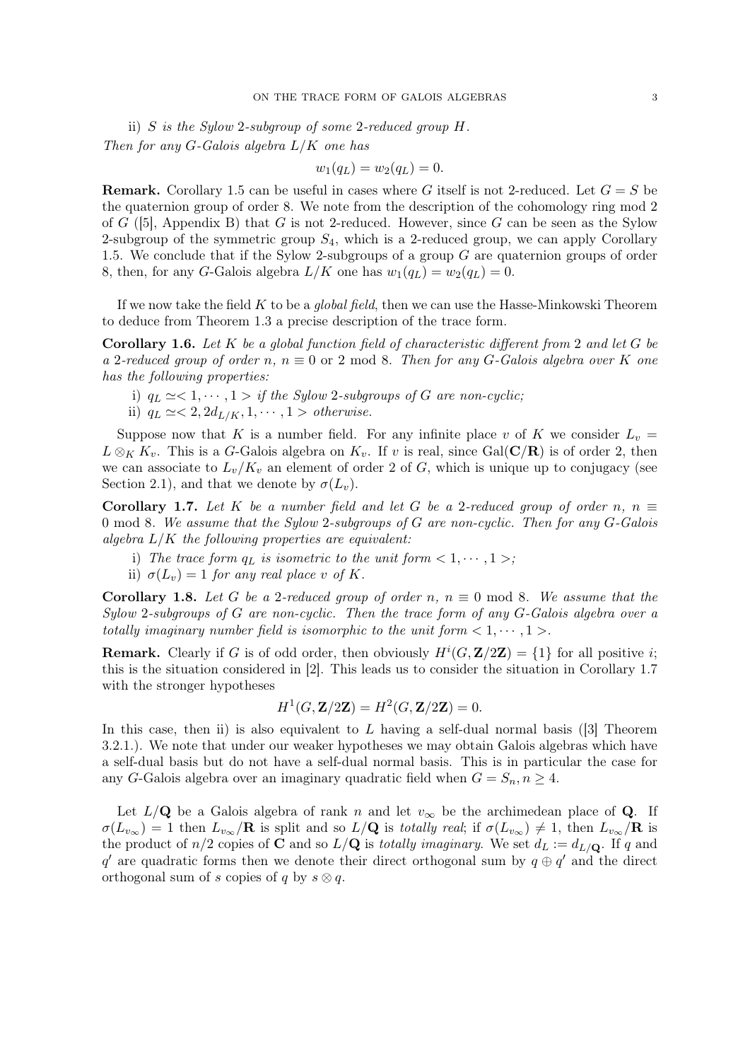ii) $S$ *is the Sylow* 2*-subgroup of some* 2*-reduced group* $H$.

*Then for any* $G$*-Galois algebra* $L/K$ *one has*

$$w_1(q_L) = w_2(q_L) = 0.$$

**Remark.** Corollary 1.5 can be useful in cases where $G$ itself is not 2-reduced. Let $G = S$ be the quaternion group of order 8. We note from the description of the cohomology ring mod 2 of $G$ ([5], Appendix B) that $G$ is not 2-reduced. However, since $G$ can be seen as the Sylow 2-subgroup of the symmetric group $S_4$, which is a 2-reduced group, we can apply Corollary 1.5. We conclude that if the Sylow 2-subgroups of a group $G$ are quaternion groups of order 8, then, for any $G$-Galois algebra $L/K$ one has $w_1(q_L) = w_2(q_L) = 0$.

If we now take the field $K$ to be a *global field*, then we can use the Hasse-Minkowski Theorem to deduce from Theorem 1.3 a precise description of the trace form.

**Corollary 1.6.** *Let* $K$ *be a global function field of characteristic different from* 2 *and let* $G$ *be a* 2*-reduced group of order* $n$, $n \equiv 0$ *or* 2 mod 8*. Then for any* $G$*-Galois algebra over* $K$ *one has the following properties:*

i) $q_L \simeq <1, \cdots, 1>$ *if the Sylow* 2*-subgroups of* $G$ *are non-cyclic;*

ii) $q_L \simeq <2, 2d_{L/K}, 1, \cdots, 1>$ *otherwise.*

Suppose now that $K$ is a number field. For any infinite place $v$ of $K$ we consider $L_v = L \otimes_K K_v$. This is a $G$-Galois algebra on $K_v$. If $v$ is real, since $\mathrm{Gal}(\mathbf{C}/\mathbf{R})$ is of order 2, then we can associate to $L_v/K_v$ an element of order 2 of $G$, which is unique up to conjugacy (see Section 2.1), and that we denote by $\sigma(L_v)$.

**Corollary 1.7.** *Let* $K$ *be a number field and let* $G$ *be a* 2*-reduced group of order* $n$, $n \equiv 0$ mod 8*. We assume that the Sylow* 2*-subgroups of* $G$ *are non-cyclic. Then for any* $G$*-Galois algebra* $L/K$ *the following properties are equivalent:*

i) *The trace form* $q_L$ *is isometric to the unit form* $<1, \cdots, 1>$*;*

ii) $\sigma(L_v) = 1$ *for any real place* $v$ *of* $K$.

**Corollary 1.8.** *Let* $G$ *be a* 2*-reduced group of order* $n$, $n \equiv 0$ mod 8*. We assume that the Sylow* 2*-subgroups of* $G$ *are non-cyclic. Then the trace form of any* $G$*-Galois algebra over a totally imaginary number field is isomorphic to the unit form* $<1, \cdots, 1>$.

**Remark.** Clearly if $G$ is of odd order, then obviously $H^i(G, \mathbf{Z}/2\mathbf{Z}) = \{1\}$ for all positive $i$; this is the situation considered in [2]. This leads us to consider the situation in Corollary 1.7 with the stronger hypotheses

$$H^1(G, \mathbf{Z}/2\mathbf{Z}) = H^2(G, \mathbf{Z}/2\mathbf{Z}) = 0.$$

In this case, then ii) is also equivalent to $L$ having a self-dual normal basis ([3] Theorem 3.2.1.). We note that under our weaker hypotheses we may obtain Galois algebras which have a self-dual basis but do not have a self-dual normal basis. This is in particular the case for any $G$-Galois algebra over an imaginary quadratic field when $G = S_n, n \geq 4$.

Let $L/\mathbf{Q}$ be a Galois algebra of rank $n$ and let $v_\infty$ be the archimedean place of $\mathbf{Q}$. If $\sigma(L_{v_\infty}) = 1$ then $L_{v_\infty}/\mathbf{R}$ is split and so $L/\mathbf{Q}$ is *totally real*; if $\sigma(L_{v_\infty}) \neq 1$, then $L_{v_\infty}/\mathbf{R}$ is the product of $n/2$ copies of $\mathbf{C}$ and so $L/\mathbf{Q}$ is *totally imaginary*. We set $d_L := d_{L/\mathbf{Q}}$. If $q$ and $q'$ are quadratic forms then we denote their direct orthogonal sum by $q \oplus q'$ and the direct orthogonal sum of $s$ copies of $q$ by $s \otimes q$.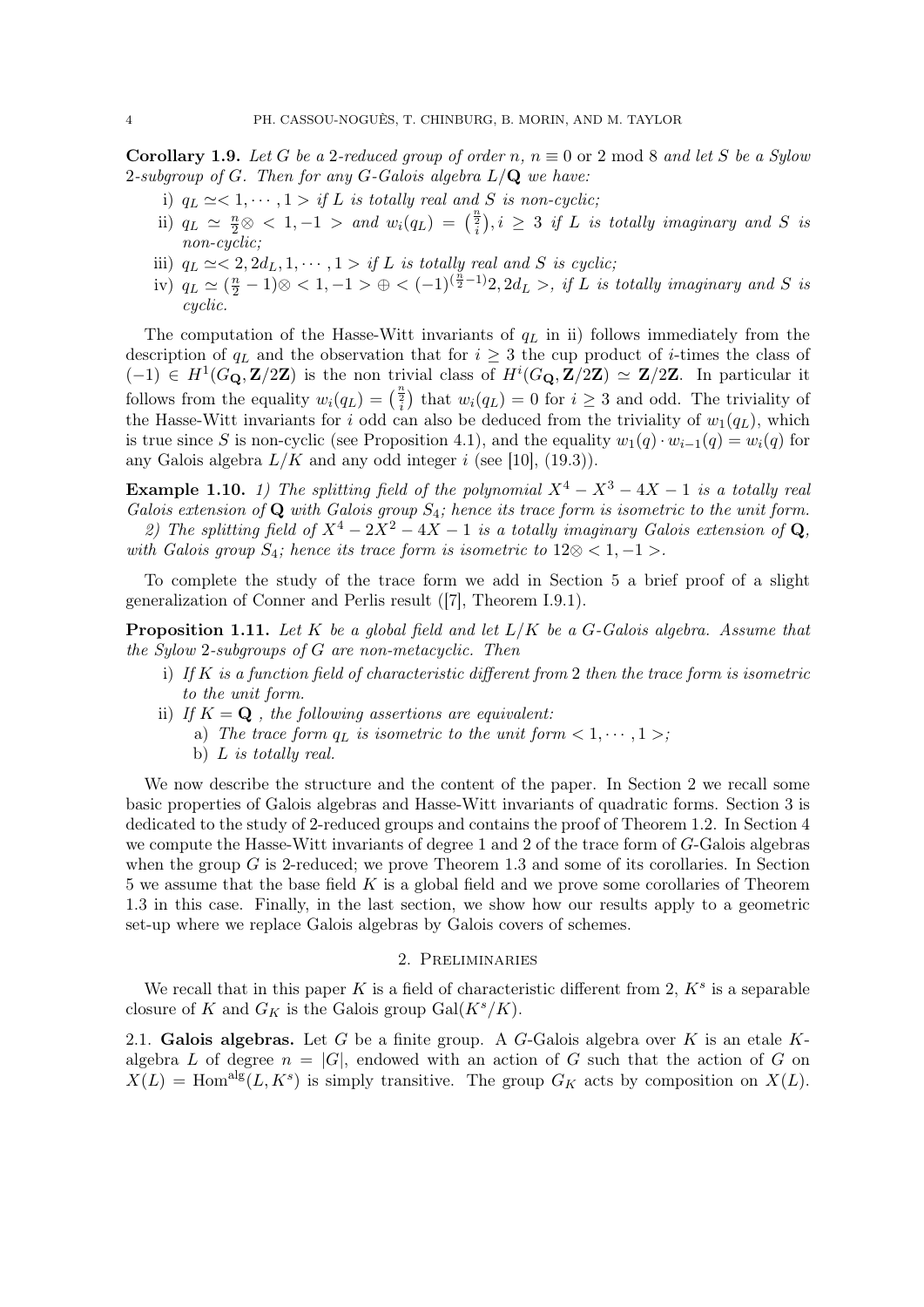**Corollary 1.9.** *Let $G$ be a 2-reduced group of order $n$, $n \equiv 0$ or $2 \bmod 8$ and let $S$ be a Sylow 2-subgroup of $G$. Then for any $G$-Galois algebra $L/\mathbf{Q}$ we have:*

i) $q_L \simeq < 1, \cdots, 1 >$ *if $L$ is totally real and $S$ is non-cyclic;*

ii) $q_L \simeq \frac{n}{2} \otimes < 1, -1 >$ *and* $w_i(q_L) = \binom{\frac{n}{2}}{i}, i \geq 3$ *if $L$ is totally imaginary and $S$ is non-cyclic;*

iii) $q_L \simeq < 2, 2d_L, 1, \cdots, 1 >$ *if $L$ is totally real and $S$ is cyclic;*

iv) $q_L \simeq (\frac{n}{2} - 1) \otimes < 1, -1 > \oplus < (-1)^{(\frac{n}{2}-1)} 2, 2d_L >$, *if $L$ is totally imaginary and $S$ is cyclic.*

The computation of the Hasse-Witt invariants of $q_L$ in ii) follows immediately from the description of $q_L$ and the observation that for $i \geq 3$ the cup product of $i$-times the class of $(-1) \in H^1(G_{\mathbf{Q}}, \mathbf{Z}/2\mathbf{Z})$ is the non trivial class of $H^i(G_{\mathbf{Q}}, \mathbf{Z}/2\mathbf{Z}) \simeq \mathbf{Z}/2\mathbf{Z}$. In particular it follows from the equality $w_i(q_L) = \binom{\frac{n}{2}}{i}$ that $w_i(q_L) = 0$ for $i \geq 3$ and odd. The triviality of the Hasse-Witt invariants for $i$ odd can also be deduced from the triviality of $w_1(q_L)$, which is true since $S$ is non-cyclic (see Proposition 4.1), and the equality $w_1(q) \cdot w_{i-1}(q) = w_i(q)$ for any Galois algebra $L/K$ and any odd integer $i$ (see [10], (19.3)).

**Example 1.10.** *1) The splitting field of the polynomial $X^4 - X^3 - 4X - 1$ is a totally real Galois extension of $\mathbf{Q}$ with Galois group $S_4$; hence its trace form is isometric to the unit form.*

*2) The splitting field of $X^4 - 2X^2 - 4X - 1$ is a totally imaginary Galois extension of $\mathbf{Q}$, with Galois group $S_4$; hence its trace form is isometric to $12 \otimes < 1, -1 >$.*

To complete the study of the trace form we add in Section 5 a brief proof of a slight generalization of Conner and Perlis result ([7], Theorem I.9.1).

**Proposition 1.11.** *Let $K$ be a global field and let $L/K$ be a $G$-Galois algebra. Assume that the Sylow 2-subgroups of $G$ are non-metacyclic. Then*

i) *If $K$ is a function field of characteristic different from 2 then the trace form is isometric to the unit form.*

ii) *If $K = \mathbf{Q}$ , the following assertions are equivalent:*
   a) *The trace form $q_L$ is isometric to the unit form $< 1, \cdots, 1 >$;*
   b) *$L$ is totally real.*

We now describe the structure and the content of the paper. In Section 2 we recall some basic properties of Galois algebras and Hasse-Witt invariants of quadratic forms. Section 3 is dedicated to the study of 2-reduced groups and contains the proof of Theorem 1.2. In Section 4 we compute the Hasse-Witt invariants of degree 1 and 2 of the trace form of $G$-Galois algebras when the group $G$ is 2-reduced; we prove Theorem 1.3 and some of its corollaries. In Section 5 we assume that the base field $K$ is a global field and we prove some corollaries of Theorem 1.3 in this case. Finally, in the last section, we show how our results apply to a geometric set-up where we replace Galois algebras by Galois covers of schemes.

## 2. Preliminaries

We recall that in this paper $K$ is a field of characteristic different from 2, $K^s$ is a separable closure of $K$ and $G_K$ is the Galois group $\mathrm{Gal}(K^s/K)$.

**2.1. Galois algebras.** Let $G$ be a finite group. A $G$-Galois algebra over $K$ is an etale $K$-algebra $L$ of degree $n = |G|$, endowed with an action of $G$ such that the action of $G$ on $X(L) = \mathrm{Hom}^{\mathrm{alg}}(L, K^s)$ is simply transitive. The group $G_K$ acts by composition on $X(L)$.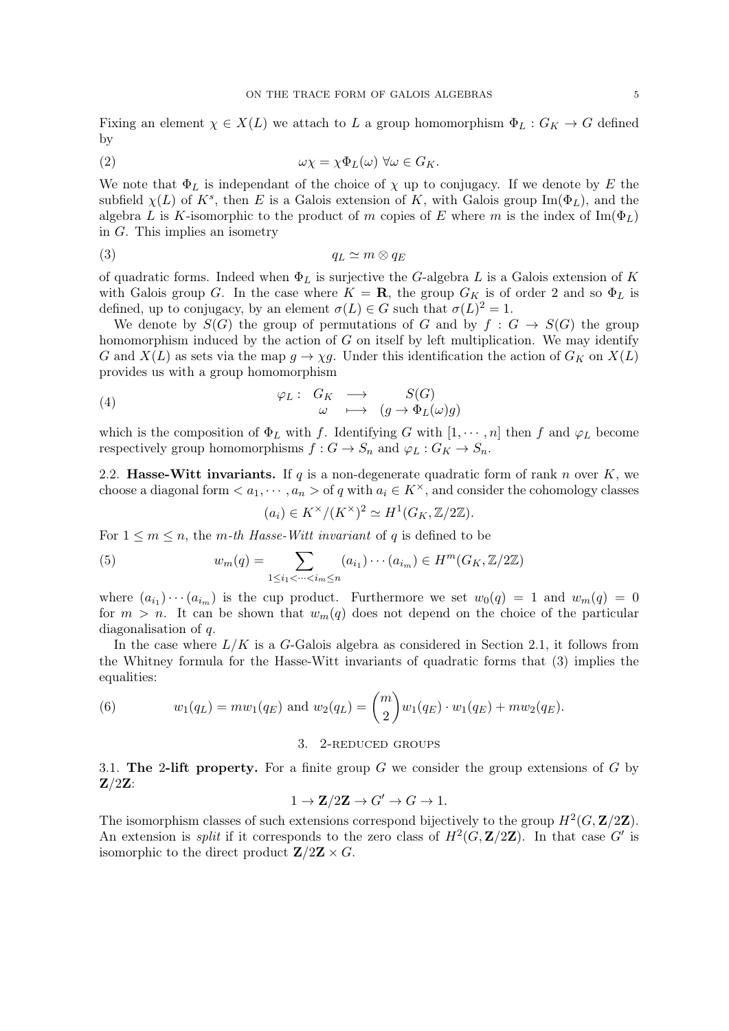Fixing an element $\chi \in X(L)$ we attach to $L$ a group homomorphism $\Phi_L : G_K \to G$ defined by

$$\omega\chi = \chi\Phi_L(\omega)\ \forall\omega \in G_K. \tag{2}$$

We note that $\Phi_L$ is independant of the choice of $\chi$ up to conjugacy. If we denote by $E$ the subfield $\chi(L)$ of $K^s$, then $E$ is a Galois extension of $K$, with Galois group $\mathrm{Im}(\Phi_L)$, and the algebra $L$ is $K$-isomorphic to the product of $m$ copies of $E$ where $m$ is the index of $\mathrm{Im}(\Phi_L)$ in $G$. This implies an isometry

$$q_L \simeq m \otimes q_E \tag{3}$$

of quadratic forms. Indeed when $\Phi_L$ is surjective the $G$-algebra $L$ is a Galois extension of $K$ with Galois group $G$. In the case where $K = \mathbf{R}$, the group $G_K$ is of order 2 and so $\Phi_L$ is defined, up to conjugacy, by an element $\sigma(L) \in G$ such that $\sigma(L)^2 = 1$.

We denote by $S(G)$ the group of permutations of $G$ and by $f : G \to S(G)$ the group homomorphism induced by the action of $G$ on itself by left multiplication. We may identify $G$ and $X(L)$ as sets via the map $g \to \chi g$. Under this identification the action of $G_K$ on $X(L)$ provides us with a group homomorphism

$$\begin{array}{rccc} \varphi_L : & G_K & \longrightarrow & S(G) \\ & \omega & \longmapsto & (g \to \Phi_L(\omega)g) \end{array} \tag{4}$$

which is the composition of $\Phi_L$ with $f$. Identifying $G$ with $[1, \cdots, n]$ then $f$ and $\varphi_L$ become respectively group homomorphisms $f : G \to S_n$ and $\varphi_L : G_K \to S_n$.

2.2. **Hasse-Witt invariants.** If $q$ is a non-degenerate quadratic form of rank $n$ over $K$, we choose a diagonal form $< a_1, \cdots, a_n >$ of $q$ with $a_i \in K^\times$, and consider the cohomology classes

$$(a_i) \in K^\times/(K^\times)^2 \simeq H^1(G_K, \mathbb{Z}/2\mathbb{Z}).$$

For $1 \leq m \leq n$, the *m-th Hasse-Witt invariant* of $q$ is defined to be

$$w_m(q) = \sum_{1 \leq i_1 < \cdots < i_m \leq n} (a_{i_1}) \cdots (a_{i_m}) \in H^m(G_K, \mathbb{Z}/2\mathbb{Z}) \tag{5}$$

where $(a_{i_1}) \cdots (a_{i_m})$ is the cup product. Furthermore we set $w_0(q) = 1$ and $w_m(q) = 0$ for $m > n$. It can be shown that $w_m(q)$ does not depend on the choice of the particular diagonalisation of $q$.

In the case where $L/K$ is a $G$-Galois algebra as considered in Section 2.1, it follows from the Whitney formula for the Hasse-Witt invariants of quadratic forms that (3) implies the equalities:

$$w_1(q_L) = mw_1(q_E) \text{ and } w_2(q_L) = \binom{m}{2} w_1(q_E) \cdot w_1(q_E) + mw_2(q_E). \tag{6}$$

## 3. 2-reduced groups

3.1. **The 2-lift property.** For a finite group $G$ we consider the group extensions of $G$ by $\mathbf{Z}/2\mathbf{Z}$:

$$1 \to \mathbf{Z}/2\mathbf{Z} \to G' \to G \to 1.$$

The isomorphism classes of such extensions correspond bijectively to the group $H^2(G, \mathbf{Z}/2\mathbf{Z})$. An extension is *split* if it corresponds to the zero class of $H^2(G, \mathbf{Z}/2\mathbf{Z})$. In that case $G'$ is isomorphic to the direct product $\mathbf{Z}/2\mathbf{Z} \times G$.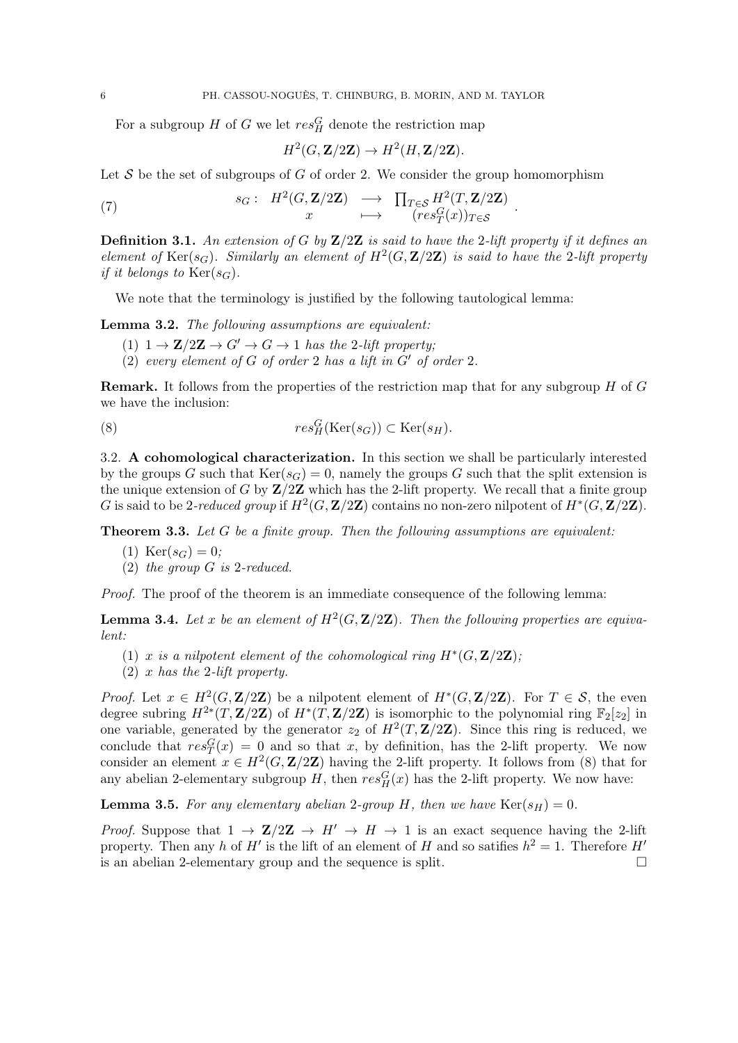For a subgroup $H$ of $G$ we let $res^G_H$ denote the restriction map

$$H^2(G, \mathbf{Z}/2\mathbf{Z}) \to H^2(H, \mathbf{Z}/2\mathbf{Z}).$$

Let $\mathcal{S}$ be the set of subgroups of $G$ of order 2. We consider the group homomorphism

$$s_G : \begin{array}{ccc} H^2(G, \mathbf{Z}/2\mathbf{Z}) & \longrightarrow & \prod_{T \in \mathcal{S}} H^2(T, \mathbf{Z}/2\mathbf{Z}) \\ x & \longmapsto & (res^G_T(x))_{T \in \mathcal{S}} \end{array} . \tag{7}$$

**Definition 3.1.** *An extension of $G$ by $\mathbf{Z}/2\mathbf{Z}$ is said to have the 2-lift property if it defines an element of $\mathrm{Ker}(s_G)$. Similarly an element of $H^2(G, \mathbf{Z}/2\mathbf{Z})$ is said to have the 2-lift property if it belongs to $\mathrm{Ker}(s_G)$.*

We note that the terminology is justified by the following tautological lemma:

**Lemma 3.2.** *The following assumptions are equivalent:*

1. *$1 \to \mathbf{Z}/2\mathbf{Z} \to G' \to G \to 1$ has the 2-lift property;*
2. *every element of $G$ of order 2 has a lift in $G'$ of order 2.*

**Remark.** It follows from the properties of the restriction map that for any subgroup $H$ of $G$ we have the inclusion:

$$res^G_H(\mathrm{Ker}(s_G)) \subset \mathrm{Ker}(s_H). \tag{8}$$

3.2. **A cohomological characterization.** In this section we shall be particularly interested by the groups $G$ such that $\mathrm{Ker}(s_G) = 0$, namely the groups $G$ such that the split extension is the unique extension of $G$ by $\mathbf{Z}/2\mathbf{Z}$ which has the 2-lift property. We recall that a finite group $G$ is said to be 2*-reduced group* if $H^2(G, \mathbf{Z}/2\mathbf{Z})$ contains no non-zero nilpotent of $H^*(G, \mathbf{Z}/2\mathbf{Z})$.

**Theorem 3.3.** *Let $G$ be a finite group. Then the following assumptions are equivalent:*

1. *$\mathrm{Ker}(s_G) = 0$;*
2. *the group $G$ is 2-reduced.*

*Proof.* The proof of the theorem is an immediate consequence of the following lemma:

**Lemma 3.4.** *Let $x$ be an element of $H^2(G, \mathbf{Z}/2\mathbf{Z})$. Then the following properties are equivalent:*

1. *$x$ is a nilpotent element of the cohomological ring $H^*(G, \mathbf{Z}/2\mathbf{Z})$;*
2. *$x$ has the 2-lift property.*

*Proof.* Let $x \in H^2(G, \mathbf{Z}/2\mathbf{Z})$ be a nilpotent element of $H^*(G, \mathbf{Z}/2\mathbf{Z})$. For $T \in \mathcal{S}$, the even degree subring $H^{2*}(T, \mathbf{Z}/2\mathbf{Z})$ of $H^*(T, \mathbf{Z}/2\mathbf{Z})$ is isomorphic to the polynomial ring $\mathbb{F}_2[z_2]$ in one variable, generated by the generator $z_2$ of $H^2(T, \mathbf{Z}/2\mathbf{Z})$. Since this ring is reduced, we conclude that $res^G_T(x) = 0$ and so that $x$, by definition, has the 2-lift property. We now consider an element $x \in H^2(G, \mathbf{Z}/2\mathbf{Z})$ having the 2-lift property. It follows from (8) that for any abelian 2-elementary subgroup $H$, then $res^G_H(x)$ has the 2-lift property. We now have:

**Lemma 3.5.** *For any elementary abelian 2-group $H$, then we have $\mathrm{Ker}(s_H) = 0$.*

*Proof.* Suppose that $1 \to \mathbf{Z}/2\mathbf{Z} \to H' \to H \to 1$ is an exact sequence having the 2-lift property. Then any $h$ of $H'$ is the lift of an element of $H$ and so satifies $h^2 = 1$. Therefore $H'$ is an abelian 2-elementary group and the sequence is split. □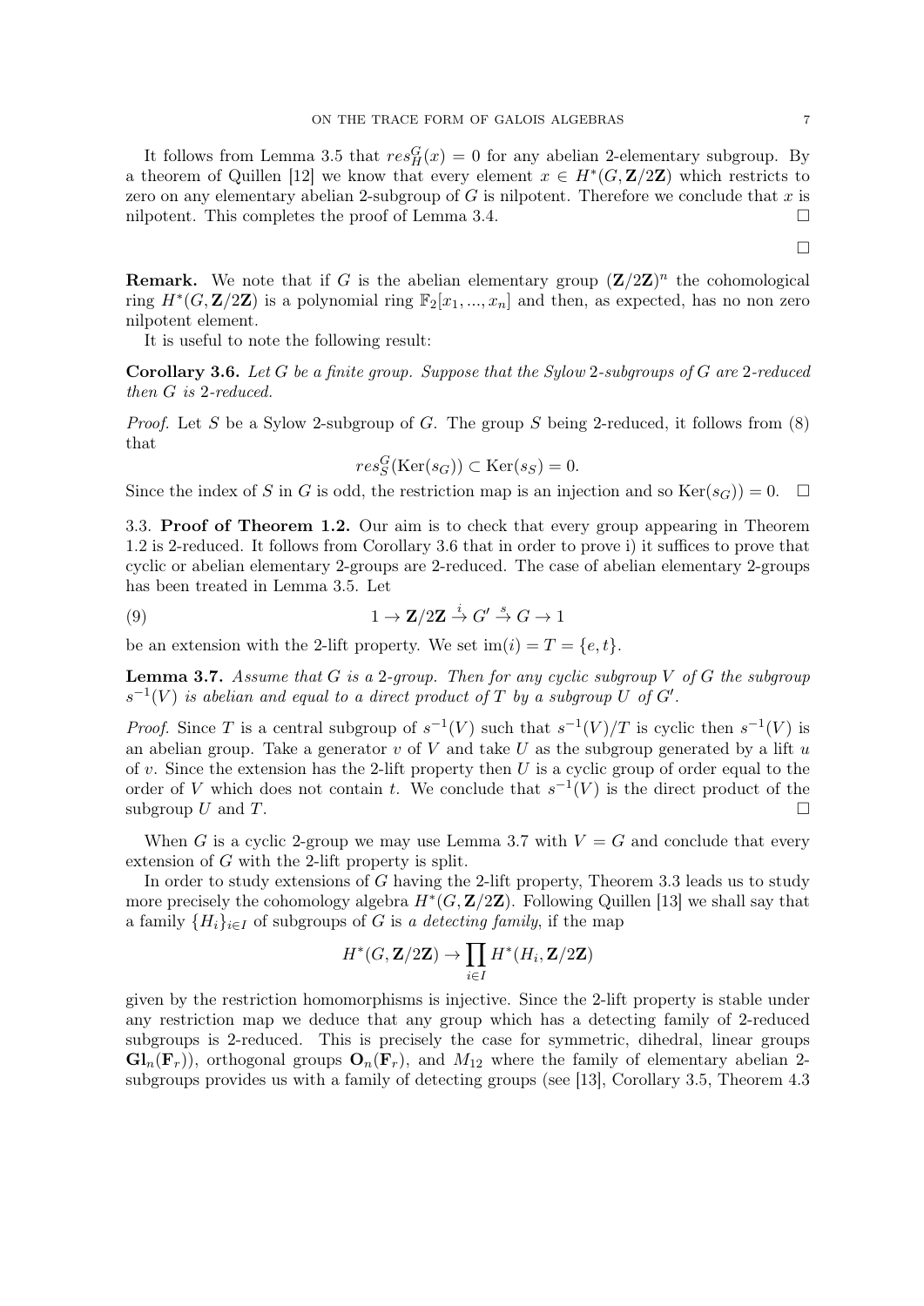It follows from Lemma 3.5 that $res_H^G(x) = 0$ for any abelian 2-elementary subgroup. By a theorem of Quillen [12] we know that every element $x \in H^*(G, \mathbf{Z}/2\mathbf{Z})$ which restricts to zero on any elementary abelian 2-subgroup of $G$ is nilpotent. Therefore we conclude that $x$ is nilpotent. This completes the proof of Lemma 3.4. □

□

**Remark.** We note that if $G$ is the abelian elementary group $(\mathbf{Z}/2\mathbf{Z})^n$ the cohomological ring $H^*(G, \mathbf{Z}/2\mathbf{Z})$ is a polynomial ring $\mathbb{F}_2[x_1, ..., x_n]$ and then, as expected, has no non zero nilpotent element.

It is useful to note the following result:

**Corollary 3.6.** *Let $G$ be a finite group. Suppose that the Sylow 2-subgroups of $G$ are 2-reduced then $G$ is 2-reduced.*

*Proof.* Let $S$ be a Sylow 2-subgroup of $G$. The group $S$ being 2-reduced, it follows from (8) that

$$res_S^G(\mathrm{Ker}(s_G)) \subset \mathrm{Ker}(s_S) = 0.$$

Since the index of $S$ in $G$ is odd, the restriction map is an injection and so $\mathrm{Ker}(s_G)) = 0$. □

3.3. **Proof of Theorem 1.2.** Our aim is to check that every group appearing in Theorem 1.2 is 2-reduced. It follows from Corollary 3.6 that in order to prove i) it suffices to prove that cyclic or abelian elementary 2-groups are 2-reduced. The case of abelian elementary 2-groups has been treated in Lemma 3.5. Let

$$1 \to \mathbf{Z}/2\mathbf{Z} \xrightarrow{i} G' \xrightarrow{s} G \to 1 \tag{9}$$

be an extension with the 2-lift property. We set $\mathrm{im}(i) = T = \{e, t\}$.

**Lemma 3.7.** *Assume that $G$ is a 2-group. Then for any cyclic subgroup $V$ of $G$ the subgroup $s^{-1}(V)$ is abelian and equal to a direct product of $T$ by a subgroup $U$ of $G'$.*

*Proof.* Since $T$ is a central subgroup of $s^{-1}(V)$ such that $s^{-1}(V)/T$ is cyclic then $s^{-1}(V)$ is an abelian group. Take a generator $v$ of $V$ and take $U$ as the subgroup generated by a lift $u$ of $v$. Since the extension has the 2-lift property then $U$ is a cyclic group of order equal to the order of $V$ which does not contain $t$. We conclude that $s^{-1}(V)$ is the direct product of the subgroup $U$ and $T$. □

When $G$ is a cyclic 2-group we may use Lemma 3.7 with $V = G$ and conclude that every extension of $G$ with the 2-lift property is split.

In order to study extensions of $G$ having the 2-lift property, Theorem 3.3 leads us to study more precisely the cohomology algebra $H^*(G, \mathbf{Z}/2\mathbf{Z})$. Following Quillen [13] we shall say that a family $\{H_i\}_{i \in I}$ of subgroups of $G$ is *a detecting family*, if the map

$$H^*(G, \mathbf{Z}/2\mathbf{Z}) \to \prod_{i \in I} H^*(H_i, \mathbf{Z}/2\mathbf{Z})$$

given by the restriction homomorphisms is injective. Since the 2-lift property is stable under any restriction map we deduce that any group which has a detecting family of 2-reduced subgroups is 2-reduced. This is precisely the case for symmetric, dihedral, linear groups $\mathbf{Gl}_n(\mathbf{F}_r)$), orthogonal groups $\mathbf{O}_n(\mathbf{F}_r)$, and $M_{12}$ where the family of elementary abelian 2-subgroups provides us with a family of detecting groups (see [13], Corollary 3.5, Theorem 4.3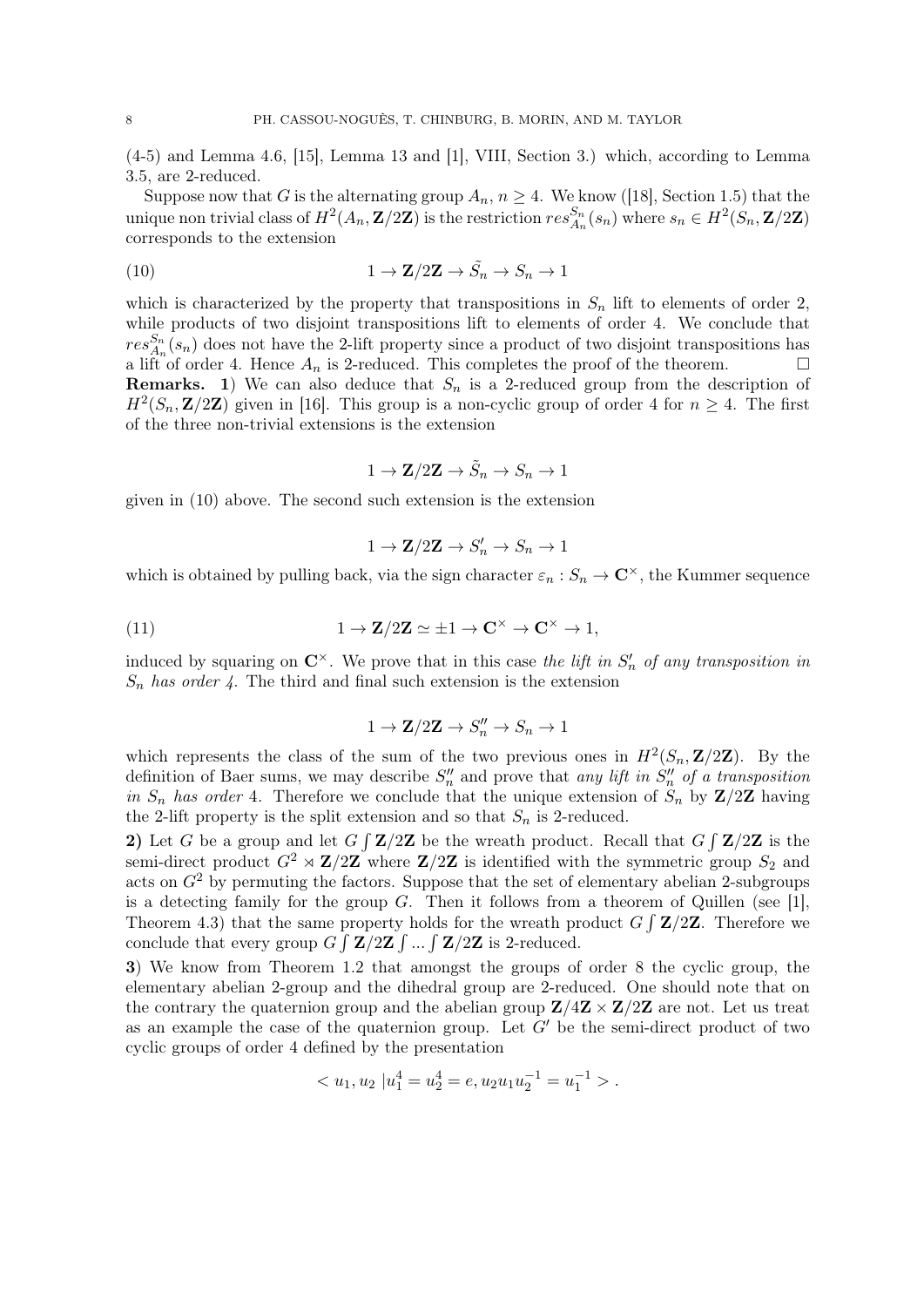(4-5) and Lemma 4.6, [15], Lemma 13 and [1], VIII, Section 3.) which, according to Lemma 3.5, are 2-reduced.

Suppose now that $G$ is the alternating group $A_n$, $n \geq 4$. We know ([18], Section 1.5) that the unique non trivial class of $H^2(A_n, \mathbf{Z}/2\mathbf{Z})$ is the restriction $res_{A_n}^{S_n}(s_n)$ where $s_n \in H^2(S_n, \mathbf{Z}/2\mathbf{Z})$ corresponds to the extension

$$1 \to \mathbf{Z}/2\mathbf{Z} \to \tilde{S_n} \to S_n \to 1 \tag{10}$$

which is characterized by the property that transpositions in $S_n$ lift to elements of order 2, while products of two disjoint transpositions lift to elements of order 4. We conclude that $res_{A_n}^{S_n}(s_n)$ does not have the 2-lift property since a product of two disjoint transpositions has a lift of order 4. Hence $A_n$ is 2-reduced. This completes the proof of the theorem. $\square$

**Remarks.** **1**) We can also deduce that $S_n$ is a 2-reduced group from the description of $H^2(S_n, \mathbf{Z}/2\mathbf{Z})$ given in [16]. This group is a non-cyclic group of order 4 for $n \geq 4$. The first of the three non-trivial extensions is the extension

$$1 \to \mathbf{Z}/2\mathbf{Z} \to \tilde{S_n} \to S_n \to 1$$

given in (10) above. The second such extension is the extension

$$1 \to \mathbf{Z}/2\mathbf{Z} \to S_n' \to S_n \to 1$$

which is obtained by pulling back, via the sign character $\varepsilon_n : S_n \to \mathbf{C}^\times$, the Kummer sequence

$$1 \to \mathbf{Z}/2\mathbf{Z} \simeq \pm 1 \to \mathbf{C}^\times \to \mathbf{C}^\times \to 1, \tag{11}$$

induced by squaring on $\mathbf{C}^\times$. We prove that in this case *the lift in $S_n'$ of any transposition in $S_n$ has order 4*. The third and final such extension is the extension

$$1 \to \mathbf{Z}/2\mathbf{Z} \to S_n'' \to S_n \to 1$$

which represents the class of the sum of the two previous ones in $H^2(S_n, \mathbf{Z}/2\mathbf{Z})$. By the definition of Baer sums, we may describe $S_n''$ and prove that *any lift in $S_n''$ of a transposition in $S_n$ has order* 4. Therefore we conclude that the unique extension of $S_n$ by $\mathbf{Z}/2\mathbf{Z}$ having the 2-lift property is the split extension and so that $S_n$ is 2-reduced.

**2)** Let $G$ be a group and let $G \int \mathbf{Z}/2\mathbf{Z}$ be the wreath product. Recall that $G \int \mathbf{Z}/2\mathbf{Z}$ is the semi-direct product $G^2 \rtimes \mathbf{Z}/2\mathbf{Z}$ where $\mathbf{Z}/2\mathbf{Z}$ is identified with the symmetric group $S_2$ and acts on $G^2$ by permuting the factors. Suppose that the set of elementary abelian 2-subgroups is a detecting family for the group $G$. Then it follows from a theorem of Quillen (see [1], Theorem 4.3) that the same property holds for the wreath product $G \int \mathbf{Z}/2\mathbf{Z}$. Therefore we conclude that every group $G \int \mathbf{Z}/2\mathbf{Z} \int ... \int \mathbf{Z}/2\mathbf{Z}$ is 2-reduced.

**3**) We know from Theorem 1.2 that amongst the groups of order 8 the cyclic group, the elementary abelian 2-group and the dihedral group are 2-reduced. One should note that on the contrary the quaternion group and the abelian group $\mathbf{Z}/4\mathbf{Z} \times \mathbf{Z}/2\mathbf{Z}$ are not. Let us treat as an example the case of the quaternion group. Let $G'$ be the semi-direct product of two cyclic groups of order 4 defined by the presentation

$$< u_1, u_2 \ | u_1^4 = u_2^4 = e, u_2 u_1 u_2^{-1} = u_1^{-1} > .$$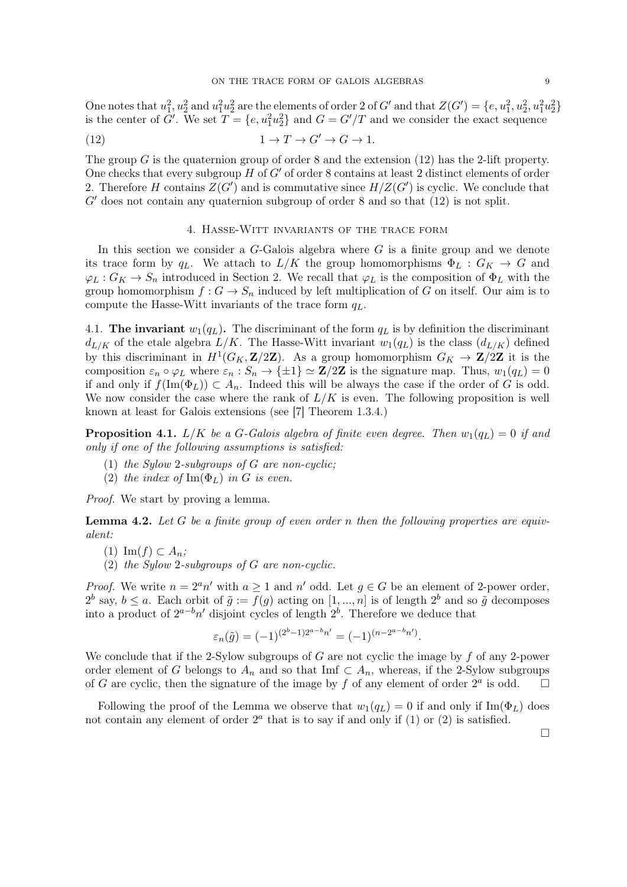One notes that $u_1^2, u_2^2$ and $u_1^2u_2^2$ are the elements of order 2 of $G'$ and that $Z(G') = \{e, u_1^2, u_2^2, u_1^2u_2^2\}$ is the center of $G'$. We set $T = \{e, u_1^2u_2^2\}$ and $G = G'/T$ and we consider the exact sequence

$$1 \to T \to G' \to G \to 1. \tag{12}$$

The group $G$ is the quaternion group of order 8 and the extension (12) has the 2-lift property. One checks that every subgroup $H$ of $G'$ of order 8 contains at least 2 distinct elements of order 2. Therefore $H$ contains $Z(G')$ and is commutative since $H/Z(G')$ is cyclic. We conclude that $G'$ does not contain any quaternion subgroup of order 8 and so that (12) is not split.

## 4. Hasse-Witt invariants of the trace form

In this section we consider a $G$-Galois algebra where $G$ is a finite group and we denote its trace form by $q_L$. We attach to $L/K$ the group homomorphisms $\Phi_L : G_K \to G$ and $\varphi_L : G_K \to S_n$ introduced in Section 2. We recall that $\varphi_L$ is the composition of $\Phi_L$ with the group homomorphism $f : G \to S_n$ induced by left multiplication of $G$ on itself. Our aim is to compute the Hasse-Witt invariants of the trace form $q_L$.

### 4.1. The invariant $w_1(q_L)$.

The discriminant of the form $q_L$ is by definition the discriminant $d_{L/K}$ of the etale algebra $L/K$. The Hasse-Witt invariant $w_1(q_L)$ is the class $(d_{L/K})$ defined by this discriminant in $H^1(G_K, \mathbf{Z}/2\mathbf{Z})$. As a group homomorphism $G_K \to \mathbf{Z}/2\mathbf{Z}$ it is the composition $\varepsilon_n \circ \varphi_L$ where $\varepsilon_n : S_n \to \{\pm 1\} \simeq \mathbf{Z}/2\mathbf{Z}$ is the signature map. Thus, $w_1(q_L) = 0$ if and only if $f(\mathrm{Im}(\Phi_L)) \subset A_n$. Indeed this will be always the case if the order of $G$ is odd. We now consider the case where the rank of $L/K$ is even. The following proposition is well known at least for Galois extensions (see [7] Theorem 1.3.4.)

**Proposition 4.1.** *$L/K$ be a $G$-Galois algebra of finite even degree. Then $w_1(q_L) = 0$ if and only if one of the following assumptions is satisfied:*

1. *the Sylow 2-subgroups of $G$ are non-cyclic;*
2. *the index of $\mathrm{Im}(\Phi_L)$ in $G$ is even.*

*Proof.* We start by proving a lemma.

**Lemma 4.2.** *Let $G$ be a finite group of even order $n$ then the following properties are equivalent:*

1. *$\mathrm{Im}(f) \subset A_n$;*
2. *the Sylow 2-subgroups of $G$ are non-cyclic.*

*Proof.* We write $n = 2^a n'$ with $a \geq 1$ and $n'$ odd. Let $g \in G$ be an element of 2-power order, $2^b$ say, $b \leq a$. Each orbit of $\tilde{g} := f(g)$ acting on $[1, ..., n]$ is of length $2^b$ and so $\tilde{g}$ decomposes into a product of $2^{a-b}n'$ disjoint cycles of length $2^b$. Therefore we deduce that

$$\varepsilon_n(\tilde{g}) = (-1)^{(2^b-1)2^{a-b}n'} = (-1)^{(n-2^{a-b}n')}.$$

We conclude that if the 2-Sylow subgroups of $G$ are not cyclic the image by $f$ of any 2-power order element of $G$ belongs to $A_n$ and so that $\mathrm{Im} f \subset A_n$, whereas, if the 2-Sylow subgroups of $G$ are cyclic, then the signature of the image by $f$ of any element of order $2^a$ is odd. $\square$

Following the proof of the Lemma we observe that $w_1(q_L) = 0$ if and only if $\mathrm{Im}(\Phi_L)$ does not contain any element of order $2^a$ that is to say if and only if (1) or (2) is satisfied.

$\square$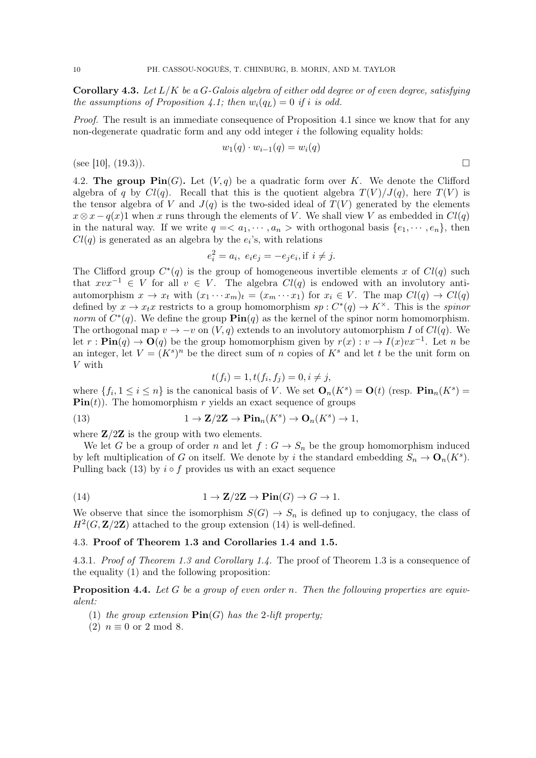**Corollary 4.3.** *Let $L/K$ be a $G$-Galois algebra of either odd degree or of even degree, satisfying the assumptions of Proposition 4.1; then $w_i(q_L) = 0$ if $i$ is odd.*

*Proof.* The result is an immediate consequence of Proposition 4.1 since we know that for any non-degenerate quadratic form and any odd integer $i$ the following equality holds:

$$w_1(q) \cdot w_{i-1}(q) = w_i(q)$$

(see [10], (19.3)). □

### 4.2. The group $\mathbf{Pin}(G)$.

Let $(V, q)$ be a quadratic form over $K$. We denote the Clifford algebra of $q$ by $Cl(q)$. Recall that this is the quotient algebra $T(V)/J(q)$, here $T(V)$ is the tensor algebra of $V$ and $J(q)$ is the two-sided ideal of $T(V)$ generated by the elements $x \otimes x - q(x)1$ when $x$ runs through the elements of $V$. We shall view $V$ as embedded in $Cl(q)$ in the natural way. If we write $q = < a_1, \cdots, a_n >$ with orthogonal basis $\{e_1, \cdots, e_n\}$, then $Cl(q)$ is generated as an algebra by the $e_i$'s, with relations

$$e_i^2 = a_i, \; e_i e_j = -e_j e_i, \text{if } i \neq j.$$

The Clifford group $C^*(q)$ is the group of homogeneous invertible elements $x$ of $Cl(q)$ such that $xvx^{-1} \in V$ for all $v \in V$. The algebra $Cl(q)$ is endowed with an involutory anti-automorphism $x \to x_t$ with $(x_1 \cdots x_m)_t = (x_m \cdots x_1)$ for $x_i \in V$. The map $Cl(q) \to Cl(q)$ defined by $x \to x_t x$ restricts to a group homomorphism $sp : C^*(q) \to K^\times$. This is the *spinor norm* of $C^*(q)$. We define the group $\mathbf{Pin}(q)$ as the kernel of the spinor norm homomorphism. The orthogonal map $v \to -v$ on $(V, q)$ extends to an involutory automorphism $I$ of $Cl(q)$. We let $r : \mathbf{Pin}(q) \to \mathbf{O}(q)$ be the group homomorphism given by $r(x) : v \to I(x)vx^{-1}$. Let $n$ be an integer, let $V = (K^s)^n$ be the direct sum of $n$ copies of $K^s$ and let $t$ be the unit form on $V$ with

$$t(f_i) = 1, t(f_i, f_j) = 0, i \neq j,$$

where $\{f_i, 1 \leq i \leq n\}$ is the canonical basis of $V$. We set $\mathbf{O}_n(K^s) = \mathbf{O}(t)$ (resp. $\mathbf{Pin}_n(K^s) = \mathbf{Pin}(t)$). The homomorphism $r$ yields an exact sequence of groups

$$1 \to \mathbf{Z}/2\mathbf{Z} \to \mathbf{Pin}_n(K^s) \to \mathbf{O}_n(K^s) \to 1, \tag{13}$$

where $\mathbf{Z}/2\mathbf{Z}$ is the group with two elements.

We let $G$ be a group of order $n$ and let $f : G \to S_n$ be the group homomorphism induced by left multiplication of $G$ on itself. We denote by $i$ the standard embedding $S_n \to \mathbf{O}_n(K^s)$. Pulling back (13) by $i \circ f$ provides us with an exact sequence

$$1 \to \mathbf{Z}/2\mathbf{Z} \to \mathbf{Pin}(G) \to G \to 1. \tag{14}$$

We observe that since the isomorphism $S(G) \to S_n$ is defined up to conjugacy, the class of $H^2(G, \mathbf{Z}/2\mathbf{Z})$ attached to the group extension (14) is well-defined.

### 4.3. Proof of Theorem 1.3 and Corollaries 1.4 and 1.5.

4.3.1. *Proof of Theorem 1.3 and Corollary 1.4.* The proof of Theorem 1.3 is a consequence of the equality (1) and the following proposition:

**Proposition 4.4.** *Let $G$ be a group of even order $n$. Then the following properties are equivalent:*

1. *the group extension $\mathbf{Pin}(G)$ has the 2-lift property;*
2. $n \equiv 0$ or $2 \bmod 8$.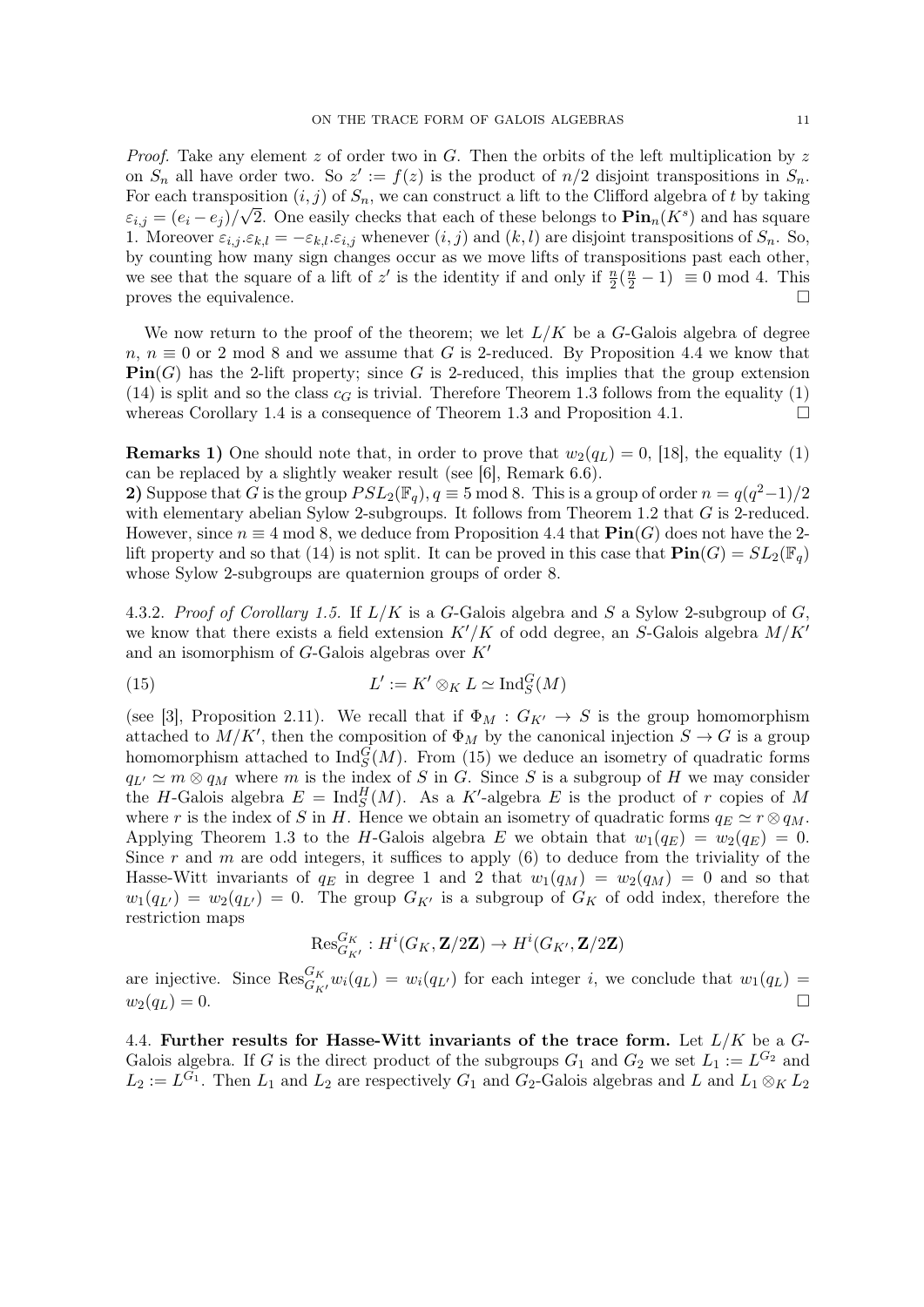*Proof.* Take any element $z$ of order two in $G$. Then the orbits of the left multiplication by $z$ on $S_n$ all have order two. So $z' := f(z)$ is the product of $n/2$ disjoint transpositions in $S_n$. For each transposition $(i,j)$ of $S_n$, we can construct a lift to the Clifford algebra of $t$ by taking $\varepsilon_{i,j} = (e_i - e_j)/\sqrt{2}$. One easily checks that each of these belongs to $\mathbf{Pin}_n(K^s)$ and has square 1. Moreover $\varepsilon_{i,j}.\varepsilon_{k,l} = -\varepsilon_{k,l}.\varepsilon_{i,j}$ whenever $(i,j)$ and $(k,l)$ are disjoint transpositions of $S_n$. So, by counting how many sign changes occur as we move lifts of transpositions past each other, we see that the square of a lift of $z'$ is the identity if and only if $\frac{n}{2}(\frac{n}{2}-1) \equiv 0 \bmod 4$. This proves the equivalence. □

We now return to the proof of the theorem; we let $L/K$ be a $G$-Galois algebra of degree $n$, $n \equiv 0$ or $2 \bmod 8$ and we assume that $G$ is 2-reduced. By Proposition 4.4 we know that $\mathbf{Pin}(G)$ has the 2-lift property; since $G$ is 2-reduced, this implies that the group extension (14) is split and so the class $c_G$ is trivial. Therefore Theorem 1.3 follows from the equality (1) whereas Corollary 1.4 is a consequence of Theorem 1.3 and Proposition 4.1. □

**Remarks 1)** One should note that, in order to prove that $w_2(q_L) = 0$, [18], the equality (1) can be replaced by a slightly weaker result (see [6], Remark 6.6).
**2)** Suppose that $G$ is the group $PSL_2(\mathbb{F}_q)$, $q \equiv 5 \bmod 8$. This is a group of order $n = q(q^2-1)/2$ with elementary abelian Sylow 2-subgroups. It follows from Theorem 1.2 that $G$ is 2-reduced. However, since $n \equiv 4 \bmod 8$, we deduce from Proposition 4.4 that $\mathbf{Pin}(G)$ does not have the 2-lift property and so that (14) is not split. It can be proved in this case that $\mathbf{Pin}(G) = SL_2(\mathbb{F}_q)$ whose Sylow 2-subgroups are quaternion groups of order 8.

4.3.2. *Proof of Corollary 1.5.* If $L/K$ is a $G$-Galois algebra and $S$ a Sylow 2-subgroup of $G$, we know that there exists a field extension $K'/K$ of odd degree, an $S$-Galois algebra $M/K'$ and an isomorphism of $G$-Galois algebras over $K'$

$$L' := K' \otimes_K L \simeq \mathrm{Ind}_S^G(M) \tag{15}$$

(see [3], Proposition 2.11). We recall that if $\Phi_M : G_{K'} \to S$ is the group homomorphism attached to $M/K'$, then the composition of $\Phi_M$ by the canonical injection $S \to G$ is a group homomorphism attached to $\mathrm{Ind}_S^G(M)$. From (15) we deduce an isometry of quadratic forms $q_{L'} \simeq m \otimes q_M$ where $m$ is the index of $S$ in $G$. Since $S$ is a subgroup of $H$ we may consider the $H$-Galois algebra $E = \mathrm{Ind}_S^H(M)$. As a $K'$-algebra $E$ is the product of $r$ copies of $M$ where $r$ is the index of $S$ in $H$. Hence we obtain an isometry of quadratic forms $q_E \simeq r \otimes q_M$. Applying Theorem 1.3 to the $H$-Galois algebra $E$ we obtain that $w_1(q_E) = w_2(q_E) = 0$. Since $r$ and $m$ are odd integers, it suffices to apply (6) to deduce from the triviality of the Hasse-Witt invariants of $q_E$ in degree 1 and 2 that $w_1(q_M) = w_2(q_M) = 0$ and so that $w_1(q_{L'}) = w_2(q_{L'}) = 0$. The group $G_{K'}$ is a subgroup of $G_K$ of odd index, therefore the restriction maps

$$\mathrm{Res}_{G_{K'}}^{G_K} : H^i(G_K, \mathbf{Z}/2\mathbf{Z}) \to H^i(G_{K'}, \mathbf{Z}/2\mathbf{Z})$$

are injective. Since $\mathrm{Res}_{G_{K'}}^{G_K} w_i(q_L) = w_i(q_{L'})$ for each integer $i$, we conclude that $w_1(q_L) = w_2(q_L) = 0$. □

4.4. **Further results for Hasse-Witt invariants of the trace form.** Let $L/K$ be a $G$-Galois algebra. If $G$ is the direct product of the subgroups $G_1$ and $G_2$ we set $L_1 := L^{G_2}$ and $L_2 := L^{G_1}$. Then $L_1$ and $L_2$ are respectively $G_1$ and $G_2$-Galois algebras and $L$ and $L_1 \otimes_K L_2$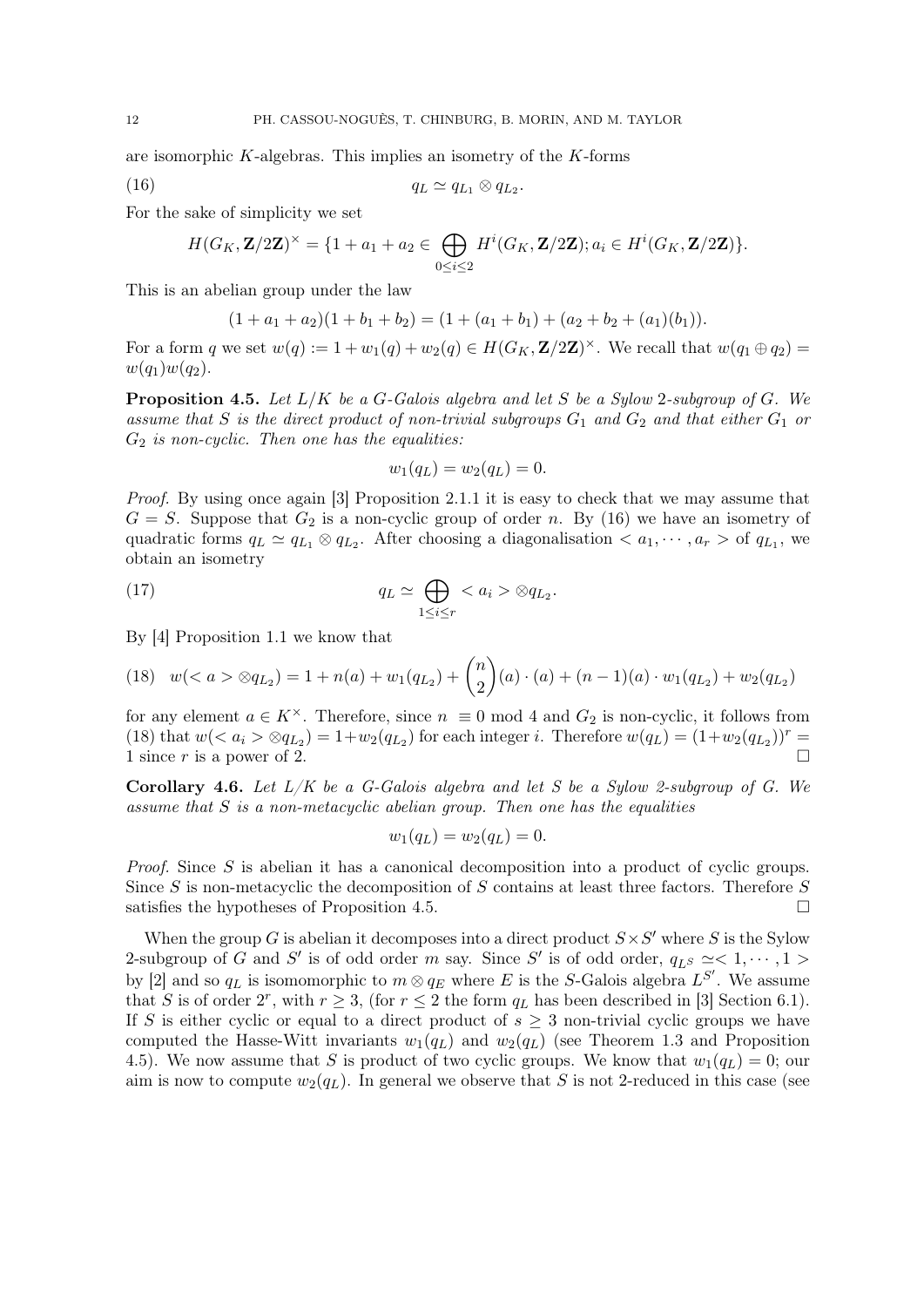are isomorphic $K$-algebras. This implies an isometry of the $K$-forms

$$q_L \simeq q_{L_1} \otimes q_{L_2}. \tag{16}$$

For the sake of simplicity we set

$$H(G_K, \mathbf{Z}/2\mathbf{Z})^\times = \{1 + a_1 + a_2 \in \bigoplus_{0 \le i \le 2} H^i(G_K, \mathbf{Z}/2\mathbf{Z}); a_i \in H^i(G_K, \mathbf{Z}/2\mathbf{Z})\}.$$

This is an abelian group under the law

$$(1 + a_1 + a_2)(1 + b_1 + b_2) = (1 + (a_1 + b_1) + (a_2 + b_2 + (a_1)(b_1)).$$

For a form $q$ we set $w(q) := 1 + w_1(q) + w_2(q) \in H(G_K, \mathbf{Z}/2\mathbf{Z})^\times$. We recall that $w(q_1 \oplus q_2) = w(q_1)w(q_2)$.

**Proposition 4.5.** *Let $L/K$ be a $G$-Galois algebra and let $S$ be a Sylow 2-subgroup of $G$. We assume that $S$ is the direct product of non-trivial subgroups $G_1$ and $G_2$ and that either $G_1$ or $G_2$ is non-cyclic. Then one has the equalities:*

$$w_1(q_L) = w_2(q_L) = 0.$$

*Proof.* By using once again [3] Proposition 2.1.1 it is easy to check that we may assume that $G = S$. Suppose that $G_2$ is a non-cyclic group of order $n$. By (16) we have an isometry of quadratic forms $q_L \simeq q_{L_1} \otimes q_{L_2}$. After choosing a diagonalisation $< a_1, \cdots, a_r >$ of $q_{L_1}$, we obtain an isometry

$$q_L \simeq \bigoplus_{1 \le i \le r} < a_i > \otimes q_{L_2}. \tag{17}$$

By [4] Proposition 1.1 we know that

$$w(< a > \otimes q_{L_2}) = 1 + n(a) + w_1(q_{L_2}) + \binom{n}{2}(a) \cdot (a) + (n-1)(a) \cdot w_1(q_{L_2}) + w_2(q_{L_2}) \tag{18}$$

for any element $a \in K^\times$. Therefore, since $n \equiv 0 \bmod 4$ and $G_2$ is non-cyclic, it follows from (18) that $w(< a_i > \otimes q_{L_2}) = 1 + w_2(q_{L_2})$ for each integer $i$. Therefore $w(q_L) = (1 + w_2(q_{L_2}))^r = 1$ since $r$ is a power of 2. $\square$

**Corollary 4.6.** *Let $L/K$ be a $G$-Galois algebra and let $S$ be a Sylow 2-subgroup of $G$. We assume that $S$ is a non-metacyclic abelian group. Then one has the equalities*

$$w_1(q_L) = w_2(q_L) = 0.$$

*Proof.* Since $S$ is abelian it has a canonical decomposition into a product of cyclic groups. Since $S$ is non-metacyclic the decomposition of $S$ contains at least three factors. Therefore $S$ satisfies the hypotheses of Proposition 4.5. $\square$

When the group $G$ is abelian it decomposes into a direct product $S \times S'$ where $S$ is the Sylow 2-subgroup of $G$ and $S'$ is of odd order $m$ say. Since $S'$ is of odd order, $q_{L^S} \simeq < 1, \cdots, 1 >$ by [2] and so $q_L$ is isomomorphic to $m \otimes q_E$ where $E$ is the $S$-Galois algebra $L^{S'}$. We assume that $S$ is of order $2^r$, with $r \ge 3$, (for $r \le 2$ the form $q_L$ has been described in [3] Section 6.1). If $S$ is either cyclic or equal to a direct product of $s \ge 3$ non-trivial cyclic groups we have computed the Hasse-Witt invariants $w_1(q_L)$ and $w_2(q_L)$ (see Theorem 1.3 and Proposition 4.5). We now assume that $S$ is product of two cyclic groups. We know that $w_1(q_L) = 0$; our aim is now to compute $w_2(q_L)$. In general we observe that $S$ is not 2-reduced in this case (see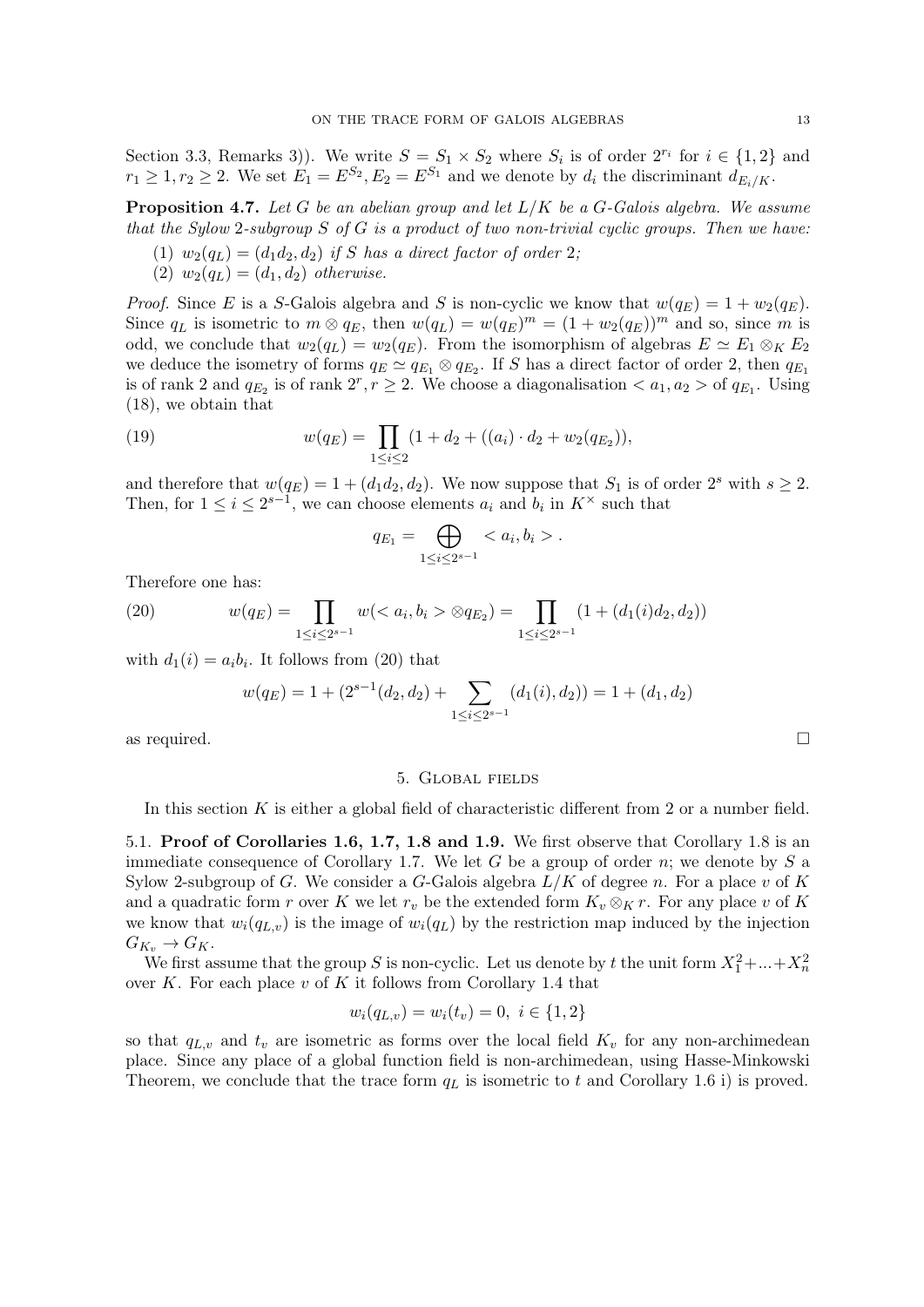Section 3.3, Remarks 3)). We write $S = S_1 \times S_2$ where $S_i$ is of order $2^{r_i}$ for $i \in \{1, 2\}$ and $r_1 \geq 1, r_2 \geq 2$. We set $E_1 = E^{S_2}, E_2 = E^{S_1}$ and we denote by $d_i$ the discriminant $d_{E_i/K}$.

**Proposition 4.7.** *Let $G$ be an abelian group and let $L/K$ be a $G$-Galois algebra. We assume that the Sylow 2-subgroup $S$ of $G$ is a product of two non-trivial cyclic groups. Then we have:*

1. *$w_2(q_L) = (d_1 d_2, d_2)$ if $S$ has a direct factor of order 2;*
2. *$w_2(q_L) = (d_1, d_2)$ otherwise.*

*Proof.* Since $E$ is a $S$-Galois algebra and $S$ is non-cyclic we know that $w(q_E) = 1 + w_2(q_E)$. Since $q_L$ is isometric to $m \otimes q_E$, then $w(q_L) = w(q_E)^m = (1 + w_2(q_E))^m$ and so, since $m$ is odd, we conclude that $w_2(q_L) = w_2(q_E)$. From the isomorphism of algebras $E \simeq E_1 \otimes_K E_2$ we deduce the isometry of forms $q_E \simeq q_{E_1} \otimes q_{E_2}$. If $S$ has a direct factor of order 2, then $q_{E_1}$ is of rank 2 and $q_{E_2}$ is of rank $2^r, r \geq 2$. We choose a diagonalisation $< a_1, a_2 >$ of $q_{E_1}$. Using (18), we obtain that

$$w(q_E) = \prod_{1 \leq i \leq 2} (1 + d_2 + ((a_i) \cdot d_2 + w_2(q_{E_2})), \tag{19}$$

and therefore that $w(q_E) = 1 + (d_1 d_2, d_2)$. We now suppose that $S_1$ is of order $2^s$ with $s \geq 2$. Then, for $1 \leq i \leq 2^{s-1}$, we can choose elements $a_i$ and $b_i$ in $K^\times$ such that

$$q_{E_1} = \bigoplus_{1 \leq i \leq 2^{s-1}} < a_i, b_i > .$$

Therefore one has:

$$w(q_E) = \prod_{1 \leq i \leq 2^{s-1}} w(< a_i, b_i > \otimes q_{E_2}) = \prod_{1 \leq i \leq 2^{s-1}} (1 + (d_1(i) d_2, d_2)) \tag{20}$$

with $d_1(i) = a_i b_i$. It follows from (20) that

$$w(q_E) = 1 + (2^{s-1}(d_2, d_2) + \sum_{1 \leq i \leq 2^{s-1}} (d_1(i), d_2)) = 1 + (d_1, d_2)$$

as required. $\square$

## 5. Global fields

In this section $K$ is either a global field of characteristic different from 2 or a number field.

**5.1. Proof of Corollaries 1.6, 1.7, 1.8 and 1.9.** We first observe that Corollary 1.8 is an immediate consequence of Corollary 1.7. We let $G$ be a group of order $n$; we denote by $S$ a Sylow 2-subgroup of $G$. We consider a $G$-Galois algebra $L/K$ of degree $n$. For a place $v$ of $K$ and a quadratic form $r$ over $K$ we let $r_v$ be the extended form $K_v \otimes_K r$. For any place $v$ of $K$ we know that $w_i(q_{L,v})$ is the image of $w_i(q_L)$ by the restriction map induced by the injection $G_{K_v} \to G_K$.

We first assume that the group $S$ is non-cyclic. Let us denote by $t$ the unit form $X_1^2 + ... + X_n^2$ over $K$. For each place $v$ of $K$ it follows from Corollary 1.4 that

$$w_i(q_{L,v}) = w_i(t_v) = 0, \ i \in \{1, 2\}$$

so that $q_{L,v}$ and $t_v$ are isometric as forms over the local field $K_v$ for any non-archimedean place. Since any place of a global function field is non-archimedean, using Hasse-Minkowski Theorem, we conclude that the trace form $q_L$ is isometric to $t$ and Corollary 1.6 i) is proved.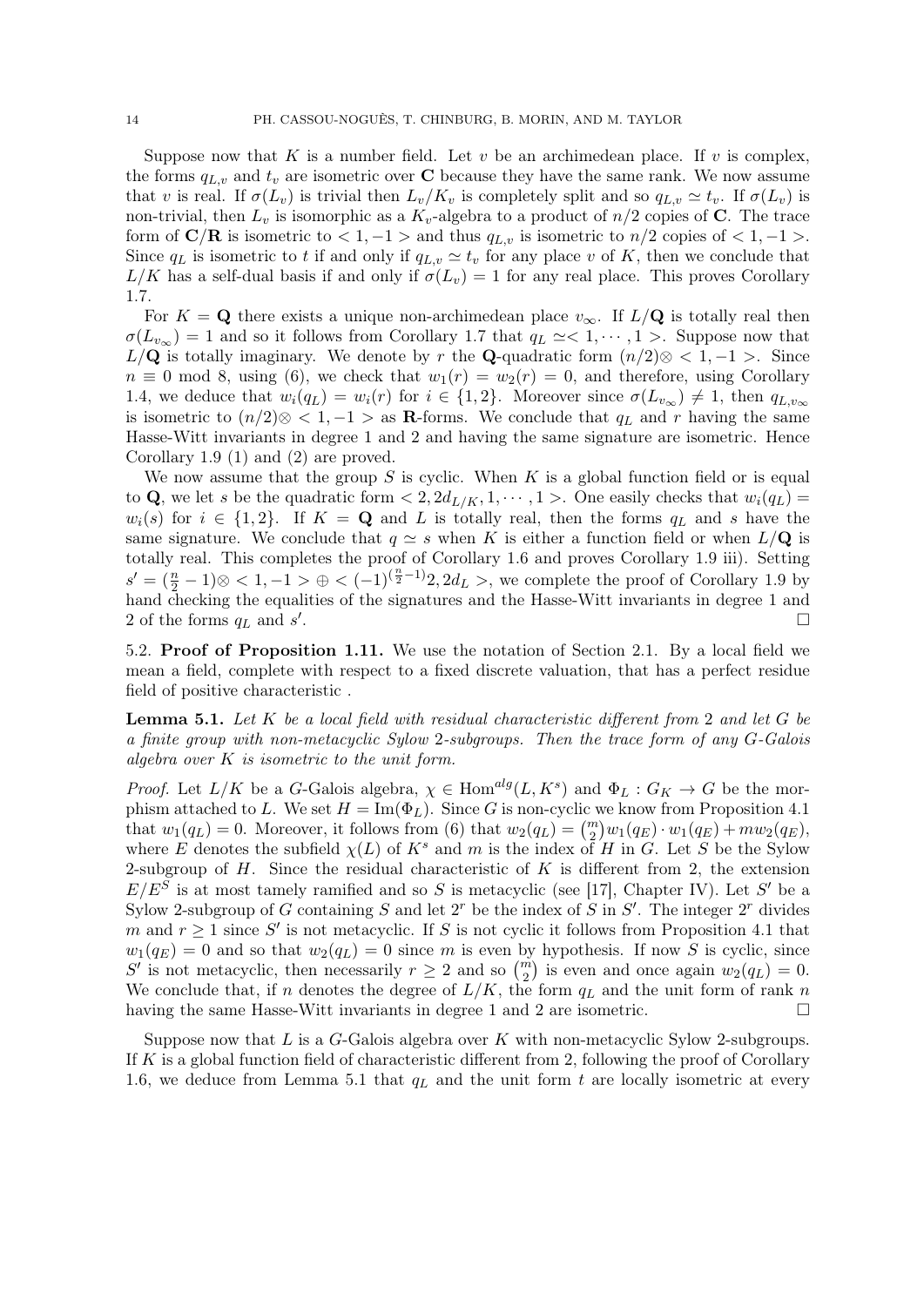Suppose now that $K$ is a number field. Let $v$ be an archimedean place. If $v$ is complex, the forms $q_{L,v}$ and $t_v$ are isometric over $\mathbf{C}$ because they have the same rank. We now assume that $v$ is real. If $\sigma(L_v)$ is trivial then $L_v/K_v$ is completely split and so $q_{L,v} \simeq t_v$. If $\sigma(L_v)$ is non-trivial, then $L_v$ is isomorphic as a $K_v$-algebra to a product of $n/2$ copies of $\mathbf{C}$. The trace form of $\mathbf{C}/\mathbf{R}$ is isometric to $<1,-1>$ and thus $q_{L,v}$ is isometric to $n/2$ copies of $<1,-1>$. Since $q_L$ is isometric to $t$ if and only if $q_{L,v} \simeq t_v$ for any place $v$ of $K$, then we conclude that $L/K$ has a self-dual basis if and only if $\sigma(L_v) = 1$ for any real place. This proves Corollary 1.7.

For $K = \mathbf{Q}$ there exists a unique non-archimedean place $v_\infty$. If $L/\mathbf{Q}$ is totally real then $\sigma(L_{v_\infty}) = 1$ and so it follows from Corollary 1.7 that $q_L \simeq <1, \cdots, 1>$. Suppose now that $L/\mathbf{Q}$ is totally imaginary. We denote by $r$ the $\mathbf{Q}$-quadratic form $(n/2) \otimes <1,-1>$. Since $n \equiv 0 \bmod 8$, using (6), we check that $w_1(r) = w_2(r) = 0$, and therefore, using Corollary 1.4, we deduce that $w_i(q_L) = w_i(r)$ for $i \in \{1,2\}$. Moreover since $\sigma(L_{v_\infty}) \neq 1$, then $q_{L,v_\infty}$ is isometric to $(n/2) \otimes <1,-1>$ as $\mathbf{R}$-forms. We conclude that $q_L$ and $r$ having the same Hasse-Witt invariants in degree 1 and 2 and having the same signature are isometric. Hence Corollary 1.9 (1) and (2) are proved.

We now assume that the group $S$ is cyclic. When $K$ is a global function field or is equal to $\mathbf{Q}$, we let $s$ be the quadratic form $<2, 2d_{L/K}, 1, \cdots, 1>$. One easily checks that $w_i(q_L) = w_i(s)$ for $i \in \{1,2\}$. If $K = \mathbf{Q}$ and $L$ is totally real, then the forms $q_L$ and $s$ have the same signature. We conclude that $q \simeq s$ when $K$ is either a function field or when $L/\mathbf{Q}$ is totally real. This completes the proof of Corollary 1.6 and proves Corollary 1.9 iii). Setting $s' = (\frac{n}{2}-1) \otimes <1,-1> \oplus <(-1)^{(\frac{n}{2}-1)}2, 2d_L>$, we complete the proof of Corollary 1.9 by hand checking the equalities of the signatures and the Hasse-Witt invariants in degree 1 and 2 of the forms $q_L$ and $s'$. $\square$

5.2. **Proof of Proposition 1.11.** We use the notation of Section 2.1. By a local field we mean a field, complete with respect to a fixed discrete valuation, that has a perfect residue field of positive characteristic .

**Lemma 5.1.** *Let $K$ be a local field with residual characteristic different from 2 and let $G$ be a finite group with non-metacyclic Sylow 2-subgroups. Then the trace form of any $G$-Galois algebra over $K$ is isometric to the unit form.*

*Proof.* Let $L/K$ be a $G$-Galois algebra, $\chi \in \mathrm{Hom}^{alg}(L, K^s)$ and $\Phi_L : G_K \to G$ be the morphism attached to $L$. We set $H = \mathrm{Im}(\Phi_L)$. Since $G$ is non-cyclic we know from Proposition 4.1 that $w_1(q_L) = 0$. Moreover, it follows from (6) that $w_2(q_L) = \binom{m}{2} w_1(q_E) \cdot w_1(q_E) + m w_2(q_E)$, where $E$ denotes the subfield $\chi(L)$ of $K^s$ and $m$ is the index of $H$ in $G$. Let $S$ be the Sylow 2-subgroup of $H$. Since the residual characteristic of $K$ is different from 2, the extension $E/E^S$ is at most tamely ramified and so $S$ is metacyclic (see [17], Chapter IV). Let $S'$ be a Sylow 2-subgroup of $G$ containing $S$ and let $2^r$ be the index of $S$ in $S'$. The integer $2^r$ divides $m$ and $r \geq 1$ since $S'$ is not metacyclic. If $S$ is not cyclic it follows from Proposition 4.1 that $w_1(q_E) = 0$ and so that $w_2(q_L) = 0$ since $m$ is even by hypothesis. If now $S$ is cyclic, since $S'$ is not metacyclic, then necessarily $r \geq 2$ and so $\binom{m}{2}$ is even and once again $w_2(q_L) = 0$. We conclude that, if $n$ denotes the degree of $L/K$, the form $q_L$ and the unit form of rank $n$ having the same Hasse-Witt invariants in degree 1 and 2 are isometric. $\square$

Suppose now that $L$ is a $G$-Galois algebra over $K$ with non-metacyclic Sylow 2-subgroups. If $K$ is a global function field of characteristic different from 2, following the proof of Corollary 1.6, we deduce from Lemma 5.1 that $q_L$ and the unit form $t$ are locally isometric at every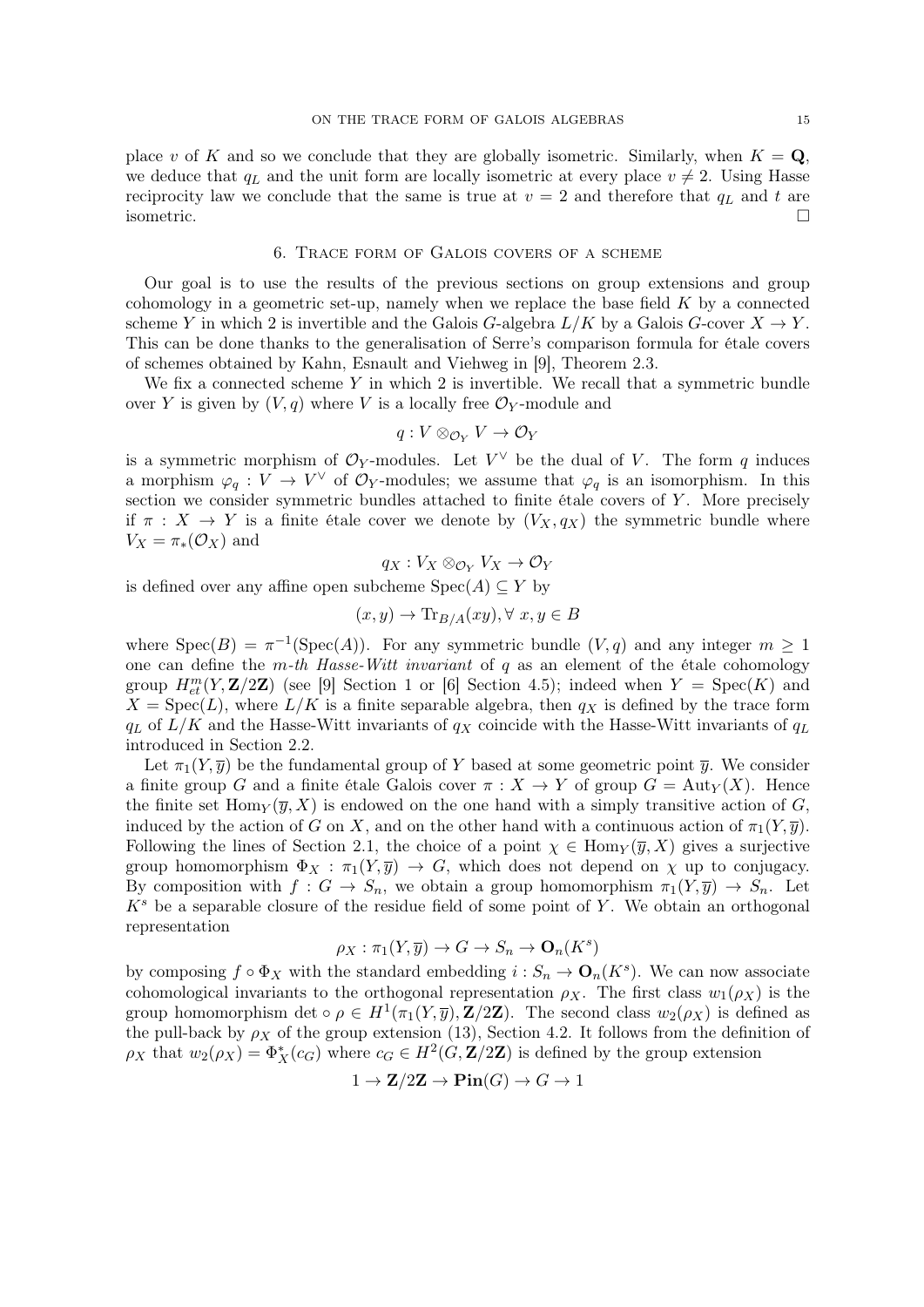place $v$ of $K$ and so we conclude that they are globally isometric. Similarly, when $K = \mathbf{Q}$, we deduce that $q_L$ and the unit form are locally isometric at every place $v \neq 2$. Using Hasse reciprocity law we conclude that the same is true at $v = 2$ and therefore that $q_L$ and $t$ are isometric. □

## 6. Trace form of Galois covers of a scheme

Our goal is to use the results of the previous sections on group extensions and group cohomology in a geometric set-up, namely when we replace the base field $K$ by a connected scheme $Y$ in which 2 is invertible and the Galois $G$-algebra $L/K$ by a Galois $G$-cover $X \to Y$. This can be done thanks to the generalisation of Serre's comparison formula for étale covers of schemes obtained by Kahn, Esnault and Viehweg in [9], Theorem 2.3.

We fix a connected scheme $Y$ in which 2 is invertible. We recall that a symmetric bundle over $Y$ is given by $(V, q)$ where $V$ is a locally free $\mathcal{O}_Y$-module and

$$q : V \otimes_{\mathcal{O}_Y} V \to \mathcal{O}_Y$$

is a symmetric morphism of $\mathcal{O}_Y$-modules. Let $V^\vee$ be the dual of $V$. The form $q$ induces a morphism $\varphi_q : V \to V^\vee$ of $\mathcal{O}_Y$-modules; we assume that $\varphi_q$ is an isomorphism. In this section we consider symmetric bundles attached to finite étale covers of $Y$. More precisely if $\pi : X \to Y$ is a finite étale cover we denote by $(V_X, q_X)$ the symmetric bundle where $V_X = \pi_*(\mathcal{O}_X)$ and

$$q_X : V_X \otimes_{\mathcal{O}_Y} V_X \to \mathcal{O}_Y$$

is defined over any affine open subcheme $\mathrm{Spec}(A) \subseteq Y$ by

$$(x, y) \to \mathrm{Tr}_{B/A}(xy), \forall\ x, y \in B$$

where $\mathrm{Spec}(B) = \pi^{-1}(\mathrm{Spec}(A))$. For any symmetric bundle $(V, q)$ and any integer $m \geq 1$ one can define the *m-th Hasse-Witt invariant* of $q$ as an element of the étale cohomology group $H^m_{et}(Y, \mathbf{Z}/2\mathbf{Z})$ (see [9] Section 1 or [6] Section 4.5); indeed when $Y = \mathrm{Spec}(K)$ and $X = \mathrm{Spec}(L)$, where $L/K$ is a finite separable algebra, then $q_X$ is defined by the trace form $q_L$ of $L/K$ and the Hasse-Witt invariants of $q_X$ coincide with the Hasse-Witt invariants of $q_L$ introduced in Section 2.2.

Let $\pi_1(Y, \overline{y})$ be the fundamental group of $Y$ based at some geometric point $\overline{y}$. We consider a finite group $G$ and a finite étale Galois cover $\pi : X \to Y$ of group $G = \mathrm{Aut}_Y(X)$. Hence the finite set $\mathrm{Hom}_Y(\overline{y}, X)$ is endowed on the one hand with a simply transitive action of $G$, induced by the action of $G$ on $X$, and on the other hand with a continuous action of $\pi_1(Y, \overline{y})$. Following the lines of Section 2.1, the choice of a point $\chi \in \mathrm{Hom}_Y(\overline{y}, X)$ gives a surjective group homomorphism $\Phi_X : \pi_1(Y, \overline{y}) \to G$, which does not depend on $\chi$ up to conjugacy. By composition with $f : G \to S_n$, we obtain a group homomorphism $\pi_1(Y, \overline{y}) \to S_n$. Let $K^s$ be a separable closure of the residue field of some point of $Y$. We obtain an orthogonal representation

$$\rho_X : \pi_1(Y, \overline{y}) \to G \to S_n \to \mathbf{O}_n(K^s)$$

by composing $f \circ \Phi_X$ with the standard embedding $i : S_n \to \mathbf{O}_n(K^s)$. We can now associate cohomological invariants to the orthogonal representation $\rho_X$. The first class $w_1(\rho_X)$ is the group homomorphism $\det \circ \rho \in H^1(\pi_1(Y, \overline{y}), \mathbf{Z}/2\mathbf{Z})$. The second class $w_2(\rho_X)$ is defined as the pull-back by $\rho_X$ of the group extension (13), Section 4.2. It follows from the definition of $\rho_X$ that $w_2(\rho_X) = \Phi_X^*(c_G)$ where $c_G \in H^2(G, \mathbf{Z}/2\mathbf{Z})$ is defined by the group extension

$$1 \to \mathbf{Z}/2\mathbf{Z} \to \mathbf{Pin}(G) \to G \to 1$$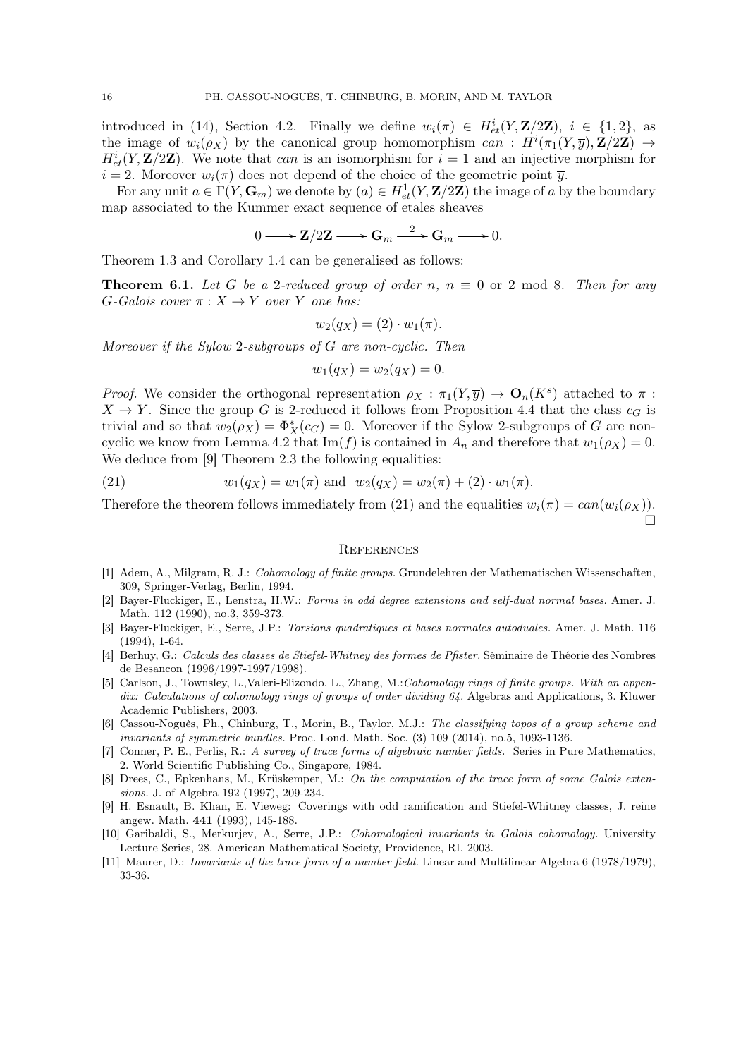introduced in (14), Section 4.2. Finally we define $w_i(\pi) \in H^i_{et}(Y, \mathbf{Z}/2\mathbf{Z})$, $i \in \{1, 2\}$, as the image of $w_i(\rho_X)$ by the canonical group homomorphism $can : H^i(\pi_1(Y, \overline{y}), \mathbf{Z}/2\mathbf{Z}) \to H^i_{et}(Y, \mathbf{Z}/2\mathbf{Z})$. We note that $can$ is an isomorphism for $i = 1$ and an injective morphism for $i = 2$. Moreover $w_i(\pi)$ does not depend of the choice of the geometric point $\overline{y}$.

For any unit $a \in \Gamma(Y, \mathbf{G}_m)$ we denote by $(a) \in H^1_{et}(Y, \mathbf{Z}/2\mathbf{Z})$ the image of $a$ by the boundary map associated to the Kummer exact sequence of etales sheaves

$$0 \longrightarrow \mathbf{Z}/2\mathbf{Z} \longrightarrow \mathbf{G}_m \xrightarrow{\;2\;} \mathbf{G}_m \longrightarrow 0.$$

Theorem 1.3 and Corollary 1.4 can be generalised as follows:

**Theorem 6.1.** *Let $G$ be a 2-reduced group of order $n$, $n \equiv 0$ or 2 mod 8. Then for any $G$-Galois cover $\pi : X \to Y$ over $Y$ one has:*

$$w_2(q_X) = (2) \cdot w_1(\pi).$$

*Moreover if the Sylow 2-subgroups of $G$ are non-cyclic. Then*

$$w_1(q_X) = w_2(q_X) = 0.$$

*Proof.* We consider the orthogonal representation $\rho_X : \pi_1(Y, \overline{y}) \to \mathbf{O}_n(K^s)$ attached to $\pi : X \to Y$. Since the group $G$ is 2-reduced it follows from Proposition 4.4 that the class $c_G$ is trivial and so that $w_2(\rho_X) = \Phi^*_X(c_G) = 0$. Moreover if the Sylow 2-subgroups of $G$ are non-cyclic we know from Lemma 4.2 that $\mathrm{Im}(f)$ is contained in $A_n$ and therefore that $w_1(\rho_X) = 0$. We deduce from [9] Theorem 2.3 the following equalities:

$$w_1(q_X) = w_1(\pi) \text{ and } w_2(q_X) = w_2(\pi) + (2) \cdot w_1(\pi). \tag{21}$$

Therefore the theorem follows immediately from (21) and the equalities $w_i(\pi) = can(w_i(\rho_X))$. □

## References

[1] Adem, A., Milgram, R. J.: *Cohomology of finite groups.* Grundelehren der Mathematischen Wissenschaften, 309, Springer-Verlag, Berlin, 1994.

[2] Bayer-Fluckiger, E., Lenstra, H.W.: *Forms in odd degree extensions and self-dual normal bases.* Amer. J. Math. 112 (1990), no.3, 359-373.

[3] Bayer-Fluckiger, E., Serre, J.P.: *Torsions quadratiques et bases normales autoduales.* Amer. J. Math. 116 (1994), 1-64.

[4] Berhuy, G.: *Calculs des classes de Stiefel-Whitney des formes de Pfister.* Séminaire de Théorie des Nombres de Besancon (1996/1997-1997/1998).

[5] Carlson, J., Townsley, L.,Valeri-Elizondo, L., Zhang, M.:*Cohomology rings of finite groups. With an appendix: Calculations of cohomology rings of groups of order dividing 64.* Algebras and Applications, 3. Kluwer Academic Publishers, 2003.

[6] Cassou-Noguès, Ph., Chinburg, T., Morin, B., Taylor, M.J.: *The classifying topos of a group scheme and invariants of symmetric bundles.* Proc. Lond. Math. Soc. (3) 109 (2014), no.5, 1093-1136.

[7] Conner, P. E., Perlis, R.: *A survey of trace forms of algebraic number fields.* Series in Pure Mathematics, 2. World Scientific Publishing Co., Singapore, 1984.

[8] Drees, C., Epkenhans, M., Krüskemper, M.: *On the computation of the trace form of some Galois extensions.* J. of Algebra 192 (1997), 209-234.

[9] H. Esnault, B. Khan, E. Vieweg: Coverings with odd ramification and Stiefel-Whitney classes, J. reine angew. Math. **441** (1993), 145-188.

[10] Garibaldi, S., Merkurjev, A., Serre, J.P.: *Cohomological invariants in Galois cohomology.* University Lecture Series, 28. American Mathematical Society, Providence, RI, 2003.

[11] Maurer, D.: *Invariants of the trace form of a number field.* Linear and Multilinear Algebra 6 (1978/1979), 33-36.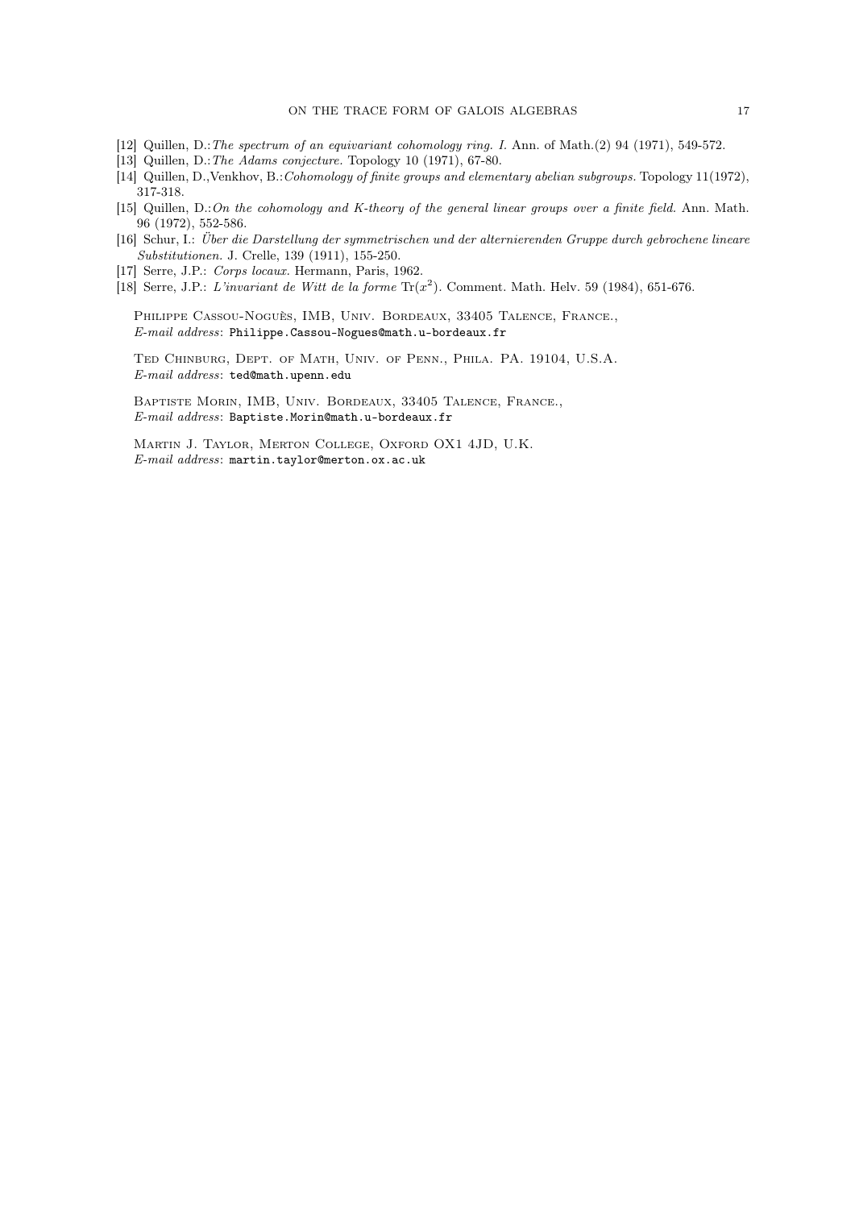[12] Quillen, D.: *The spectrum of an equivariant cohomology ring. I.* Ann. of Math.(2) 94 (1971), 549-572.

[13] Quillen, D.: *The Adams conjecture.* Topology 10 (1971), 67-80.

[14] Quillen, D.,Venkhov, B.: *Cohomology of finite groups and elementary abelian subgroups.* Topology 11(1972), 317-318.

[15] Quillen, D.: *On the cohomology and K-theory of the general linear groups over a finite field.* Ann. Math. 96 (1972), 552-586.

[16] Schur, I.: *Über die Darstellung der symmetrischen und der alternierenden Gruppe durch gebrochene lineare Substitutionen.* J. Crelle, 139 (1911), 155-250.

[17] Serre, J.P.: *Corps locaux.* Hermann, Paris, 1962.

[18] Serre, J.P.: *L'invariant de Witt de la forme* $\mathrm{Tr}(x^2)$. Comment. Math. Helv. 59 (1984), 651-676.

Philippe Cassou-Noguès, IMB, Univ. Bordeaux, 33405 Talence, France.,
*E-mail address*: Philippe.Cassou-Nogues@math.u-bordeaux.fr

Ted Chinburg, Dept. of Math, Univ. of Penn., Phila. PA. 19104, U.S.A.
*E-mail address*: ted@math.upenn.edu

Baptiste Morin, IMB, Univ. Bordeaux, 33405 Talence, France.,
*E-mail address*: Baptiste.Morin@math.u-bordeaux.fr

Martin J. Taylor, Merton College, Oxford OX1 4JD, U.K.
*E-mail address*: martin.taylor@merton.ox.ac.uk